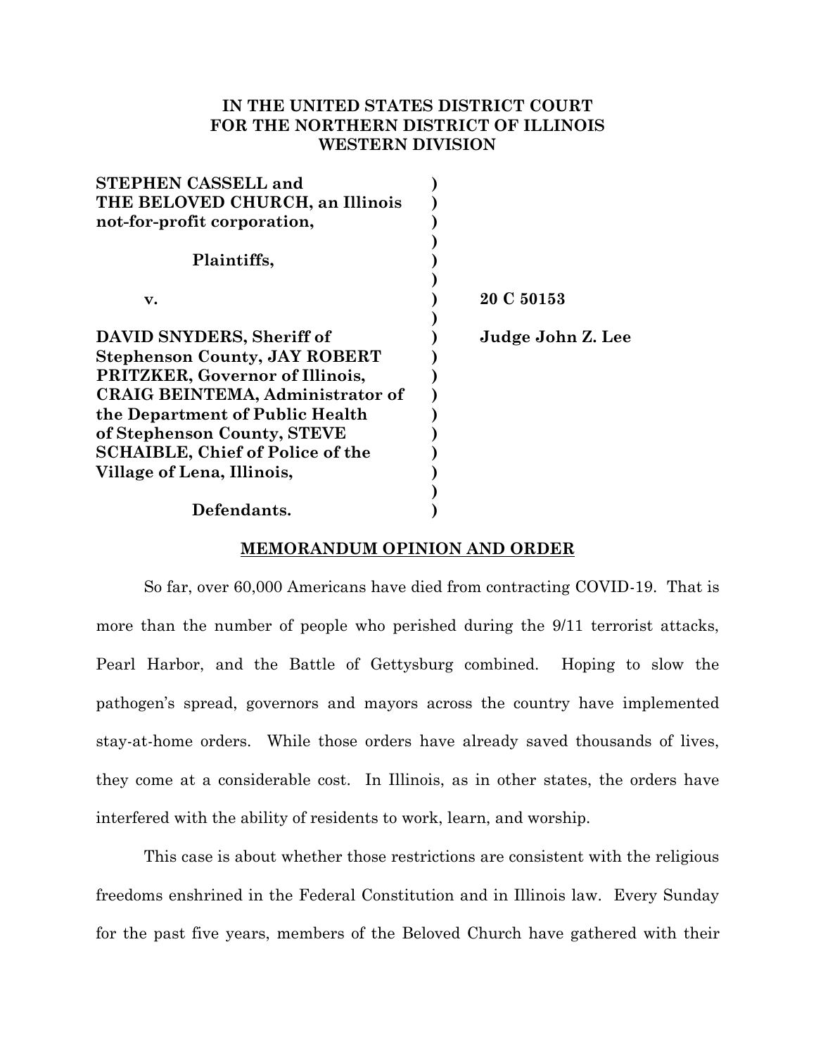**IN THE UNITED STATES DISTRICT COURT**
**FOR THE NORTHERN DISTRICT OF ILLINOIS**
**WESTERN DIVISION**

| | | |
|---|---|---|
| **STEPHEN CASSELL and THE BELOVED CHURCH, an Illinois not-for-profit corporation,** | ) | |
| **Plaintiffs,** | ) | |
| **v.** | ) | **20 C 50153** |
| **DAVID SNYDERS, Sheriff of Stephenson County, JAY ROBERT PRITZKER, Governor of Illinois, CRAIG BEINTEMA, Administrator of the Department of Public Health of Stephenson County, STEVE SCHAIBLE, Chief of Police of the Village of Lena, Illinois,** | ) | **Judge John Z. Lee** |
| **Defendants.** | ) | |

**MEMORANDUM OPINION AND ORDER**

So far, over 60,000 Americans have died from contracting COVID-19. That is more than the number of people who perished during the 9/11 terrorist attacks, Pearl Harbor, and the Battle of Gettysburg combined. Hoping to slow the pathogen's spread, governors and mayors across the country have implemented stay-at-home orders. While those orders have already saved thousands of lives, they come at a considerable cost. In Illinois, as in other states, the orders have interfered with the ability of residents to work, learn, and worship.

This case is about whether those restrictions are consistent with the religious freedoms enshrined in the Federal Constitution and in Illinois law. Every Sunday for the past five years, members of the Beloved Church have gathered with their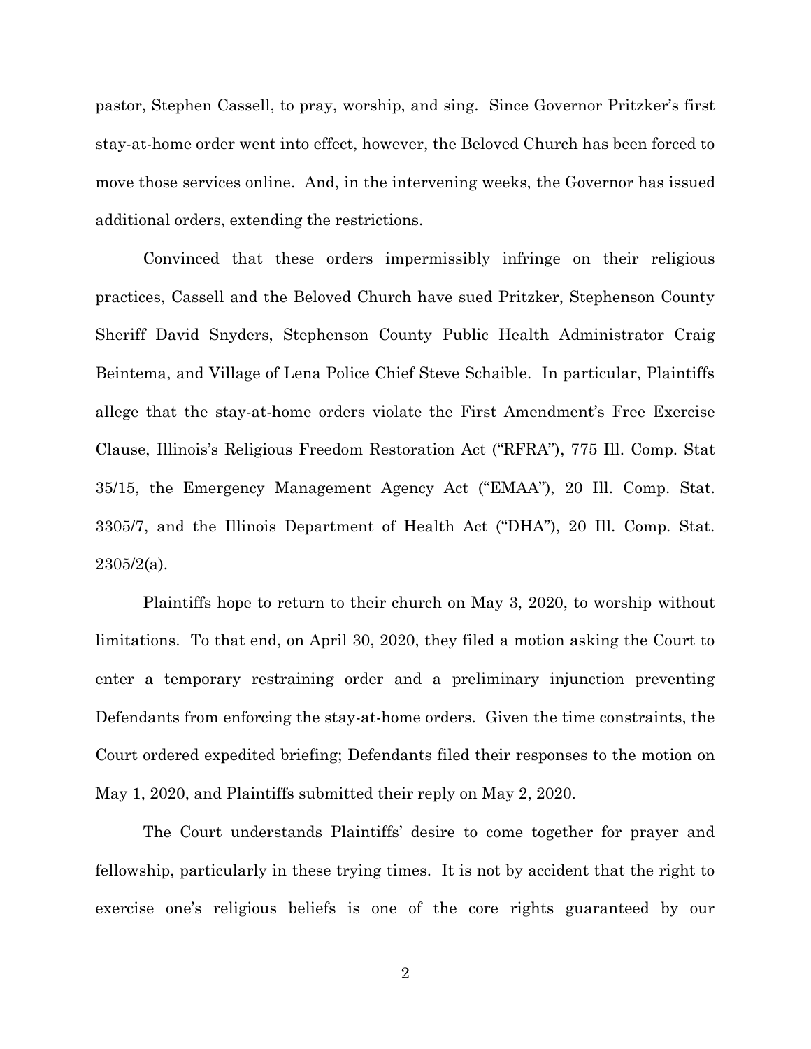pastor, Stephen Cassell, to pray, worship, and sing. Since Governor Pritzker's first stay-at-home order went into effect, however, the Beloved Church has been forced to move those services online. And, in the intervening weeks, the Governor has issued additional orders, extending the restrictions.

Convinced that these orders impermissibly infringe on their religious practices, Cassell and the Beloved Church have sued Pritzker, Stephenson County Sheriff David Snyders, Stephenson County Public Health Administrator Craig Beintema, and Village of Lena Police Chief Steve Schaible. In particular, Plaintiffs allege that the stay-at-home orders violate the First Amendment's Free Exercise Clause, Illinois's Religious Freedom Restoration Act ("RFRA"), 775 Ill. Comp. Stat 35/15, the Emergency Management Agency Act ("EMAA"), 20 Ill. Comp. Stat. 3305/7, and the Illinois Department of Health Act ("DHA"), 20 Ill. Comp. Stat. 2305/2(a).

Plaintiffs hope to return to their church on May 3, 2020, to worship without limitations. To that end, on April 30, 2020, they filed a motion asking the Court to enter a temporary restraining order and a preliminary injunction preventing Defendants from enforcing the stay-at-home orders. Given the time constraints, the Court ordered expedited briefing; Defendants filed their responses to the motion on May 1, 2020, and Plaintiffs submitted their reply on May 2, 2020.

The Court understands Plaintiffs' desire to come together for prayer and fellowship, particularly in these trying times. It is not by accident that the right to exercise one's religious beliefs is one of the core rights guaranteed by our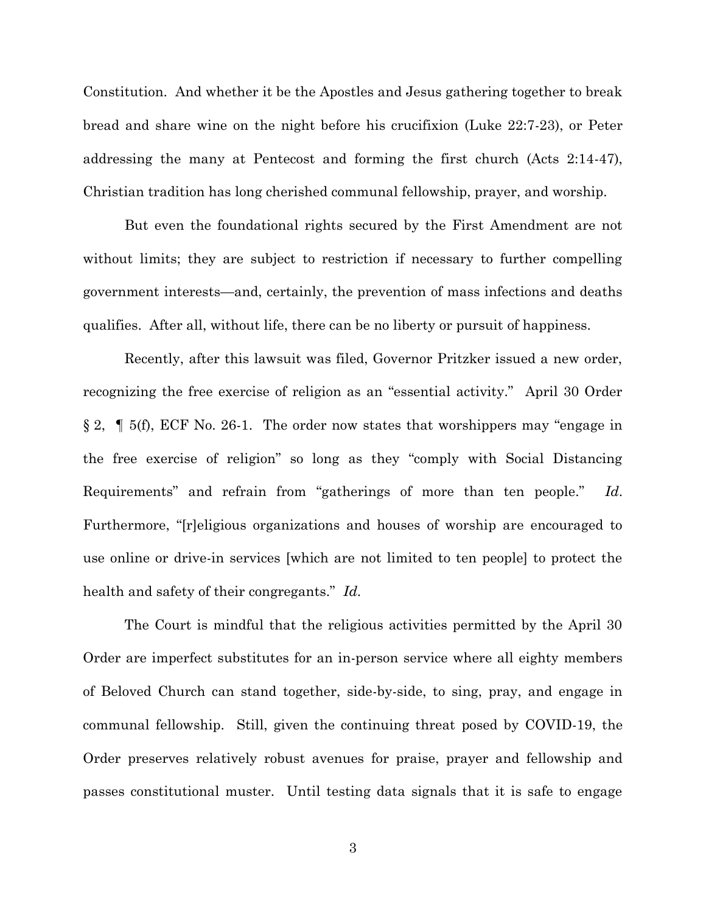Constitution. And whether it be the Apostles and Jesus gathering together to break bread and share wine on the night before his crucifixion (Luke 22:7-23), or Peter addressing the many at Pentecost and forming the first church (Acts 2:14-47), Christian tradition has long cherished communal fellowship, prayer, and worship.

But even the foundational rights secured by the First Amendment are not without limits; they are subject to restriction if necessary to further compelling government interests—and, certainly, the prevention of mass infections and deaths qualifies. After all, without life, there can be no liberty or pursuit of happiness.

Recently, after this lawsuit was filed, Governor Pritzker issued a new order, recognizing the free exercise of religion as an "essential activity." April 30 Order § 2, ¶ 5(f), ECF No. 26-1. The order now states that worshippers may "engage in the free exercise of religion" so long as they "comply with Social Distancing Requirements" and refrain from "gatherings of more than ten people." *Id.* Furthermore, "[r]eligious organizations and houses of worship are encouraged to use online or drive-in services [which are not limited to ten people] to protect the health and safety of their congregants." *Id.*

The Court is mindful that the religious activities permitted by the April 30 Order are imperfect substitutes for an in-person service where all eighty members of Beloved Church can stand together, side-by-side, to sing, pray, and engage in communal fellowship. Still, given the continuing threat posed by COVID-19, the Order preserves relatively robust avenues for praise, prayer and fellowship and passes constitutional muster. Until testing data signals that it is safe to engage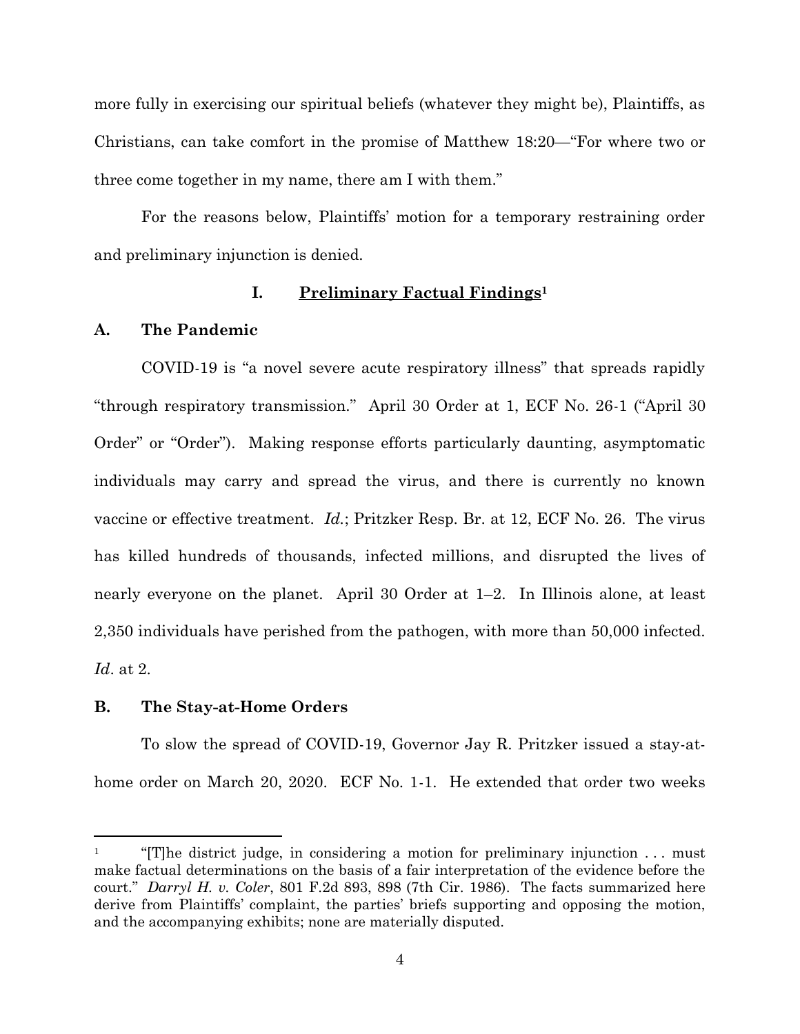more fully in exercising our spiritual beliefs (whatever they might be), Plaintiffs, as Christians, can take comfort in the promise of Matthew 18:20—"For where two or three come together in my name, there am I with them."

For the reasons below, Plaintiffs' motion for a temporary restraining order and preliminary injunction is denied.

## I. Preliminary Factual Findings[1]

### A. The Pandemic

COVID-19 is "a novel severe acute respiratory illness" that spreads rapidly "through respiratory transmission." April 30 Order at 1, ECF No. 26-1 ("April 30 Order" or "Order"). Making response efforts particularly daunting, asymptomatic individuals may carry and spread the virus, and there is currently no known vaccine or effective treatment. *Id.*; Pritzker Resp. Br. at 12, ECF No. 26. The virus has killed hundreds of thousands, infected millions, and disrupted the lives of nearly everyone on the planet. April 30 Order at 1–2. In Illinois alone, at least 2,350 individuals have perished from the pathogen, with more than 50,000 infected. *Id*. at 2.

### B. The Stay-at-Home Orders

To slow the spread of COVID-19, Governor Jay R. Pritzker issued a stay-at-home order on March 20, 2020. ECF No. 1-1. He extended that order two weeks

---

[1] "[T]he district judge, in considering a motion for preliminary injunction . . . must make factual determinations on the basis of a fair interpretation of the evidence before the court." *Darryl H. v. Coler*, 801 F.2d 893, 898 (7th Cir. 1986). The facts summarized here derive from Plaintiffs' complaint, the parties' briefs supporting and opposing the motion, and the accompanying exhibits; none are materially disputed.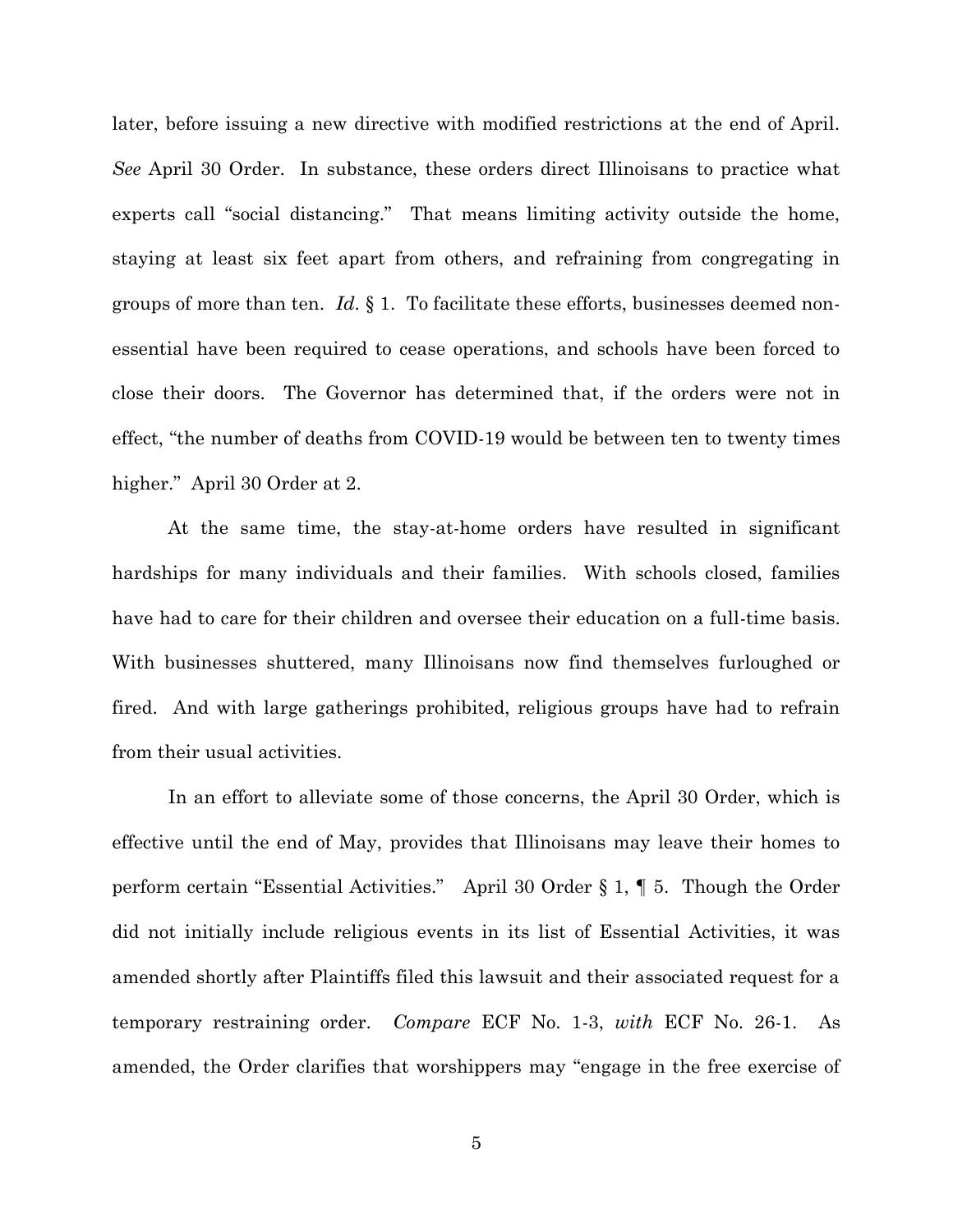later, before issuing a new directive with modified restrictions at the end of April. *See* April 30 Order. In substance, these orders direct Illinoisans to practice what experts call "social distancing." That means limiting activity outside the home, staying at least six feet apart from others, and refraining from congregating in groups of more than ten. *Id.* § 1. To facilitate these efforts, businesses deemed non-essential have been required to cease operations, and schools have been forced to close their doors. The Governor has determined that, if the orders were not in effect, "the number of deaths from COVID-19 would be between ten to twenty times higher." April 30 Order at 2.

At the same time, the stay-at-home orders have resulted in significant hardships for many individuals and their families. With schools closed, families have had to care for their children and oversee their education on a full-time basis. With businesses shuttered, many Illinoisans now find themselves furloughed or fired. And with large gatherings prohibited, religious groups have had to refrain from their usual activities.

In an effort to alleviate some of those concerns, the April 30 Order, which is effective until the end of May, provides that Illinoisans may leave their homes to perform certain "Essential Activities." April 30 Order § 1, ¶ 5. Though the Order did not initially include religious events in its list of Essential Activities, it was amended shortly after Plaintiffs filed this lawsuit and their associated request for a temporary restraining order. *Compare* ECF No. 1-3, *with* ECF No. 26-1. As amended, the Order clarifies that worshippers may "engage in the free exercise of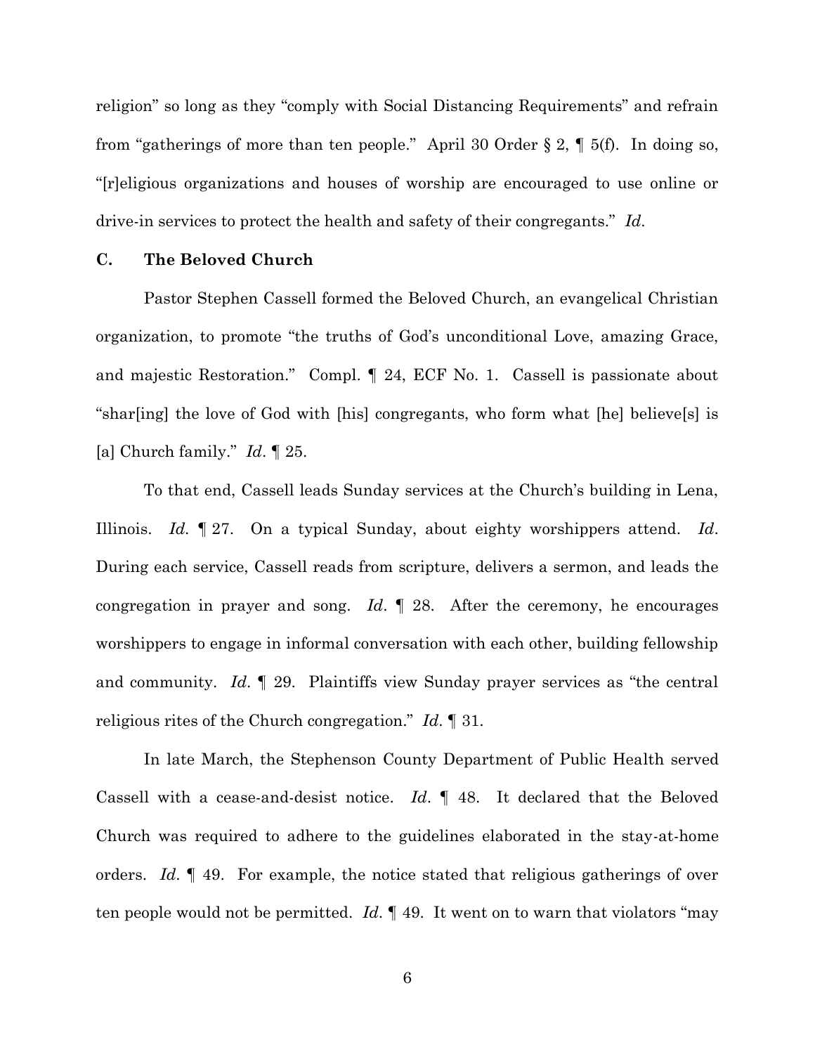religion" so long as they "comply with Social Distancing Requirements" and refrain from "gatherings of more than ten people." April 30 Order § 2, ¶ 5(f). In doing so, "[r]eligious organizations and houses of worship are encouraged to use online or drive-in services to protect the health and safety of their congregants." *Id.*

### C. The Beloved Church

Pastor Stephen Cassell formed the Beloved Church, an evangelical Christian organization, to promote "the truths of God's unconditional Love, amazing Grace, and majestic Restoration." Compl. ¶ 24, ECF No. 1. Cassell is passionate about "shar[ing] the love of God with [his] congregants, who form what [he] believe[s] is [a] Church family." *Id*. ¶ 25.

To that end, Cassell leads Sunday services at the Church's building in Lena, Illinois. *Id.* ¶ 27. On a typical Sunday, about eighty worshippers attend. *Id*. During each service, Cassell reads from scripture, delivers a sermon, and leads the congregation in prayer and song. *Id*. ¶ 28. After the ceremony, he encourages worshippers to engage in informal conversation with each other, building fellowship and community. *Id*. ¶ 29. Plaintiffs view Sunday prayer services as "the central religious rites of the Church congregation." *Id*. ¶ 31.

In late March, the Stephenson County Department of Public Health served Cassell with a cease-and-desist notice. *Id*. ¶ 48. It declared that the Beloved Church was required to adhere to the guidelines elaborated in the stay-at-home orders. *Id*. ¶ 49. For example, the notice stated that religious gatherings of over ten people would not be permitted. *Id*. ¶ 49. It went on to warn that violators "may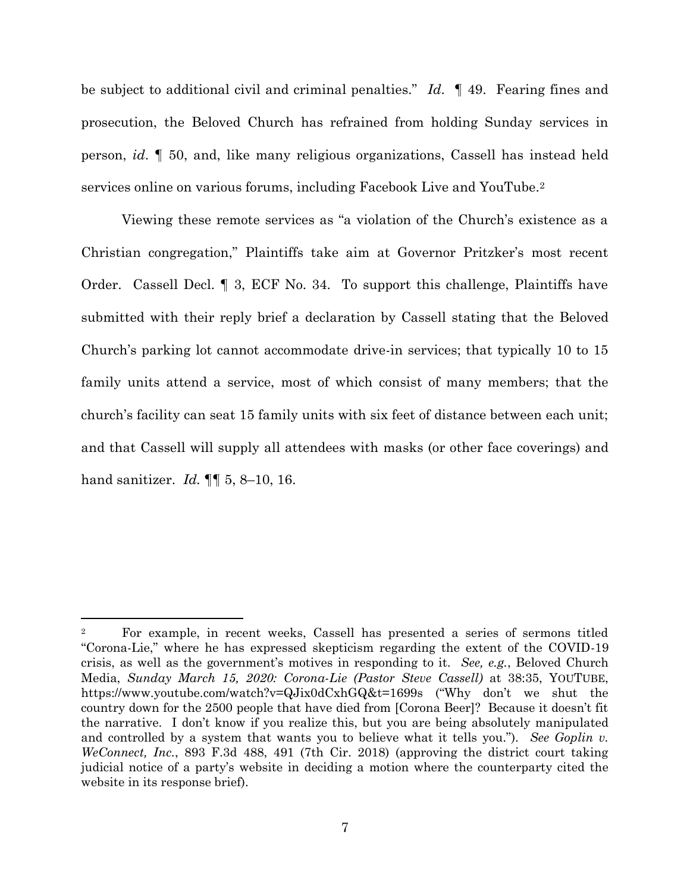be subject to additional civil and criminal penalties." *Id*. ¶ 49. Fearing fines and prosecution, the Beloved Church has refrained from holding Sunday services in person, *id*. ¶ 50, and, like many religious organizations, Cassell has instead held services online on various forums, including Facebook Live and YouTube.[2]

Viewing these remote services as "a violation of the Church's existence as a Christian congregation," Plaintiffs take aim at Governor Pritzker's most recent Order. Cassell Decl. ¶ 3, ECF No. 34. To support this challenge, Plaintiffs have submitted with their reply brief a declaration by Cassell stating that the Beloved Church's parking lot cannot accommodate drive-in services; that typically 10 to 15 family units attend a service, most of which consist of many members; that the church's facility can seat 15 family units with six feet of distance between each unit; and that Cassell will supply all attendees with masks (or other face coverings) and hand sanitizer. *Id.* ¶¶ 5, 8–10, 16.

---

[2] For example, in recent weeks, Cassell has presented a series of sermons titled "Corona-Lie," where he has expressed skepticism regarding the extent of the COVID-19 crisis, as well as the government's motives in responding to it. *See, e.g.*, Beloved Church Media, *Sunday March 15, 2020: Corona-Lie (Pastor Steve Cassell)* at 38:35, YOUTUBE, https://www.youtube.com/watch?v=QJix0dCxhGQ&t=1699s ("Why don't we shut the country down for the 2500 people that have died from [Corona Beer]? Because it doesn't fit the narrative. I don't know if you realize this, but you are being absolutely manipulated and controlled by a system that wants you to believe what it tells you."). *See Goplin v. WeConnect, Inc.*, 893 F.3d 488, 491 (7th Cir. 2018) (approving the district court taking judicial notice of a party's website in deciding a motion where the counterparty cited the website in its response brief).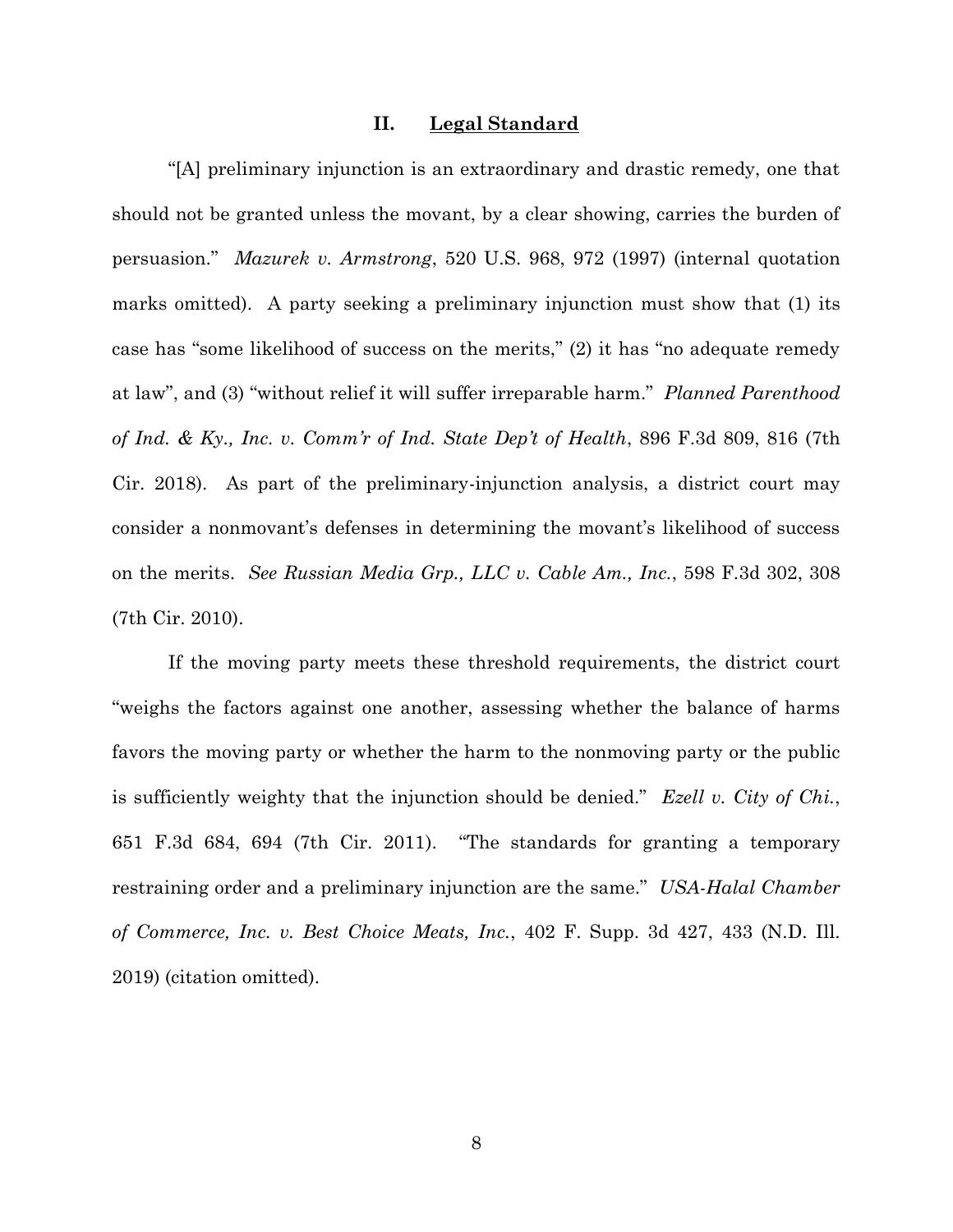## II. <u>Legal Standard</u>

"[A] preliminary injunction is an extraordinary and drastic remedy, one that should not be granted unless the movant, by a clear showing, carries the burden of persuasion." *Mazurek v. Armstrong*, 520 U.S. 968, 972 (1997) (internal quotation marks omitted). A party seeking a preliminary injunction must show that (1) its case has "some likelihood of success on the merits," (2) it has "no adequate remedy at law", and (3) "without relief it will suffer irreparable harm." *Planned Parenthood of Ind. & Ky., Inc. v. Comm'r of Ind. State Dep't of Health*, 896 F.3d 809, 816 (7th Cir. 2018). As part of the preliminary-injunction analysis, a district court may consider a nonmovant's defenses in determining the movant's likelihood of success on the merits. *See Russian Media Grp., LLC v. Cable Am., Inc.*, 598 F.3d 302, 308 (7th Cir. 2010).

If the moving party meets these threshold requirements, the district court "weighs the factors against one another, assessing whether the balance of harms favors the moving party or whether the harm to the nonmoving party or the public is sufficiently weighty that the injunction should be denied." *Ezell v. City of Chi.*, 651 F.3d 684, 694 (7th Cir. 2011). "The standards for granting a temporary restraining order and a preliminary injunction are the same." *USA-Halal Chamber of Commerce, Inc. v. Best Choice Meats, Inc.*, 402 F. Supp. 3d 427, 433 (N.D. Ill. 2019) (citation omitted).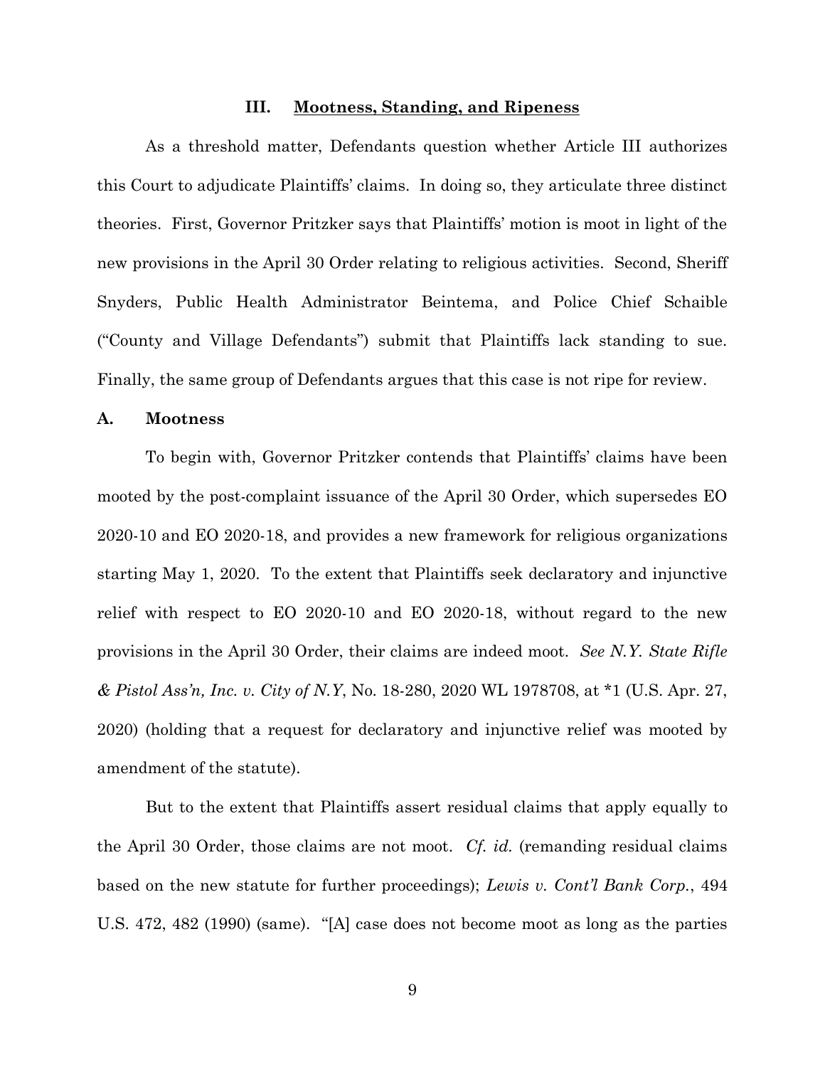### III. Mootness, Standing, and Ripeness

As a threshold matter, Defendants question whether Article III authorizes this Court to adjudicate Plaintiffs' claims. In doing so, they articulate three distinct theories. First, Governor Pritzker says that Plaintiffs' motion is moot in light of the new provisions in the April 30 Order relating to religious activities. Second, Sheriff Snyders, Public Health Administrator Beintema, and Police Chief Schaible ("County and Village Defendants") submit that Plaintiffs lack standing to sue. Finally, the same group of Defendants argues that this case is not ripe for review.

#### A. Mootness

To begin with, Governor Pritzker contends that Plaintiffs' claims have been mooted by the post-complaint issuance of the April 30 Order, which supersedes EO 2020-10 and EO 2020-18, and provides a new framework for religious organizations starting May 1, 2020. To the extent that Plaintiffs seek declaratory and injunctive relief with respect to EO 2020-10 and EO 2020-18, without regard to the new provisions in the April 30 Order, their claims are indeed moot. *See N.Y. State Rifle & Pistol Ass'n, Inc. v. City of N.Y*, No. 18-280, 2020 WL 1978708, at *1 (U.S. Apr. 27, 2020) (holding that a request for declaratory and injunctive relief was mooted by amendment of the statute).

But to the extent that Plaintiffs assert residual claims that apply equally to the April 30 Order, those claims are not moot. *Cf. id.* (remanding residual claims based on the new statute for further proceedings); *Lewis v. Cont'l Bank Corp.*, 494 U.S. 472, 482 (1990) (same). "[A] case does not become moot as long as the parties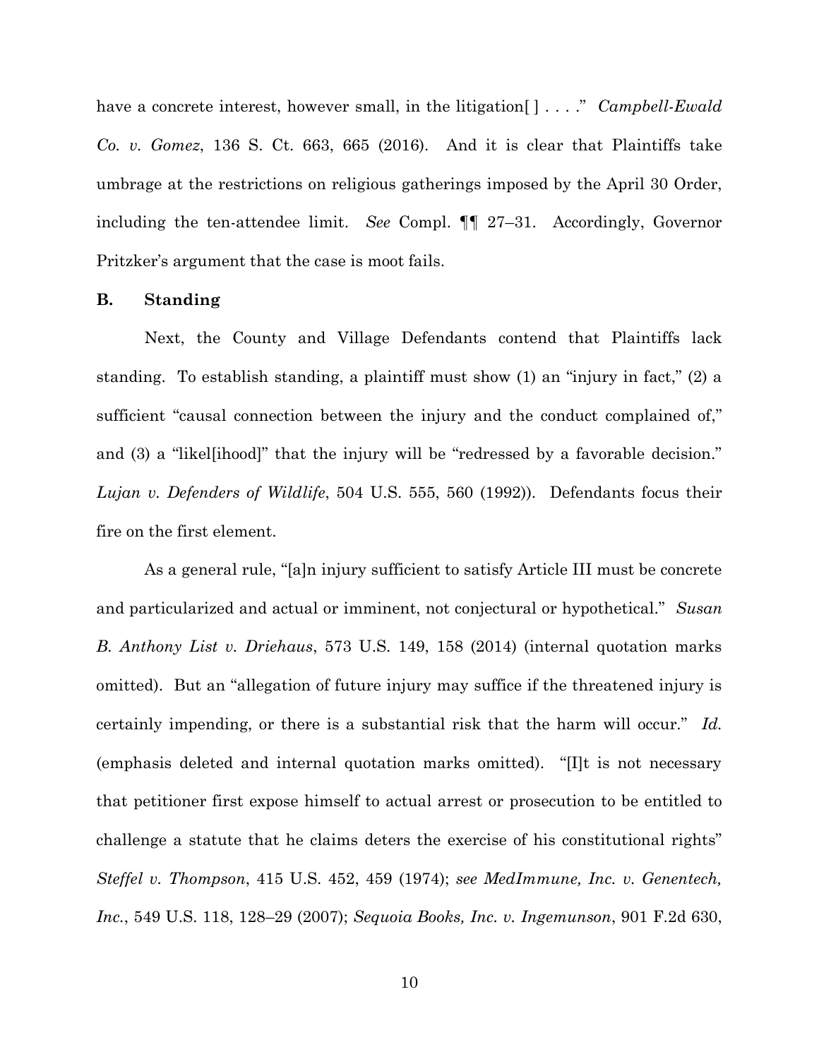have a concrete interest, however small, in the litigation[ ] . . . ." *Campbell-Ewald Co. v. Gomez*, 136 S. Ct. 663, 665 (2016). And it is clear that Plaintiffs take umbrage at the restrictions on religious gatherings imposed by the April 30 Order, including the ten-attendee limit. *See* Compl. ¶¶ 27–31. Accordingly, Governor Pritzker's argument that the case is moot fails.

### B. Standing

Next, the County and Village Defendants contend that Plaintiffs lack standing. To establish standing, a plaintiff must show (1) an "injury in fact," (2) a sufficient "causal connection between the injury and the conduct complained of," and (3) a "likel[ihood]" that the injury will be "redressed by a favorable decision." *Lujan v. Defenders of Wildlife*, 504 U.S. 555, 560 (1992)). Defendants focus their fire on the first element.

As a general rule, "[a]n injury sufficient to satisfy Article III must be concrete and particularized and actual or imminent, not conjectural or hypothetical." *Susan B. Anthony List v. Driehaus*, 573 U.S. 149, 158 (2014) (internal quotation marks omitted). But an "allegation of future injury may suffice if the threatened injury is certainly impending, or there is a substantial risk that the harm will occur." *Id.* (emphasis deleted and internal quotation marks omitted). "[I]t is not necessary that petitioner first expose himself to actual arrest or prosecution to be entitled to challenge a statute that he claims deters the exercise of his constitutional rights" *Steffel v. Thompson*, 415 U.S. 452, 459 (1974); *see MedImmune, Inc. v. Genentech, Inc.*, 549 U.S. 118, 128–29 (2007); *Sequoia Books, Inc. v. Ingemunson*, 901 F.2d 630,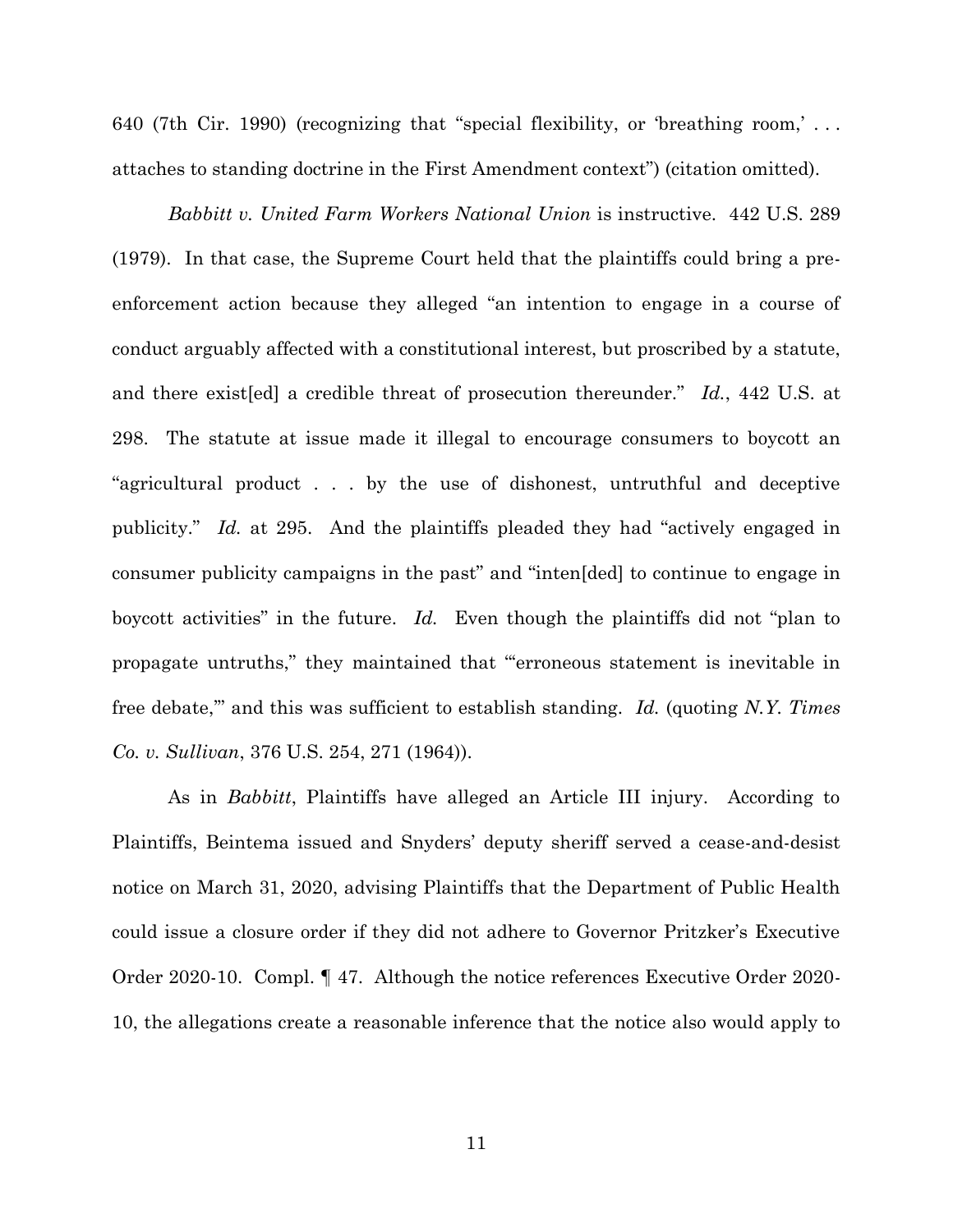640 (7th Cir. 1990) (recognizing that "special flexibility, or 'breathing room,' . . . attaches to standing doctrine in the First Amendment context") (citation omitted).

*Babbitt v. United Farm Workers National Union* is instructive. 442 U.S. 289 (1979). In that case, the Supreme Court held that the plaintiffs could bring a pre-enforcement action because they alleged "an intention to engage in a course of conduct arguably affected with a constitutional interest, but proscribed by a statute, and there exist[ed] a credible threat of prosecution thereunder." *Id.*, 442 U.S. at 298. The statute at issue made it illegal to encourage consumers to boycott an "agricultural product . . . by the use of dishonest, untruthful and deceptive publicity." *Id.* at 295. And the plaintiffs pleaded they had "actively engaged in consumer publicity campaigns in the past" and "inten[ded] to continue to engage in boycott activities" in the future. *Id.* Even though the plaintiffs did not "plan to propagate untruths," they maintained that "'erroneous statement is inevitable in free debate,'" and this was sufficient to establish standing. *Id.* (quoting *N.Y. Times Co. v. Sullivan*, 376 U.S. 254, 271 (1964)).

As in *Babbitt*, Plaintiffs have alleged an Article III injury. According to Plaintiffs, Beintema issued and Snyders' deputy sheriff served a cease-and-desist notice on March 31, 2020, advising Plaintiffs that the Department of Public Health could issue a closure order if they did not adhere to Governor Pritzker's Executive Order 2020-10. Compl. ¶ 47. Although the notice references Executive Order 2020-10, the allegations create a reasonable inference that the notice also would apply to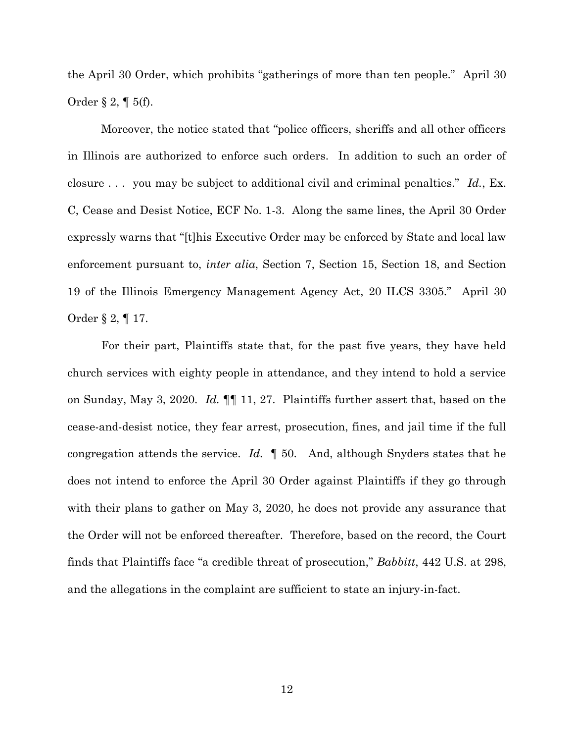the April 30 Order, which prohibits "gatherings of more than ten people." April 30 Order § 2, ¶ 5(f).

Moreover, the notice stated that "police officers, sheriffs and all other officers in Illinois are authorized to enforce such orders. In addition to such an order of closure . . . you may be subject to additional civil and criminal penalties." *Id.*, Ex. C, Cease and Desist Notice, ECF No. 1-3. Along the same lines, the April 30 Order expressly warns that "[t]his Executive Order may be enforced by State and local law enforcement pursuant to, *inter alia*, Section 7, Section 15, Section 18, and Section 19 of the Illinois Emergency Management Agency Act, 20 ILCS 3305." April 30 Order § 2, ¶ 17.

For their part, Plaintiffs state that, for the past five years, they have held church services with eighty people in attendance, and they intend to hold a service on Sunday, May 3, 2020. *Id.* ¶¶ 11, 27. Plaintiffs further assert that, based on the cease-and-desist notice, they fear arrest, prosecution, fines, and jail time if the full congregation attends the service. *Id.* ¶ 50. And, although Snyders states that he does not intend to enforce the April 30 Order against Plaintiffs if they go through with their plans to gather on May 3, 2020, he does not provide any assurance that the Order will not be enforced thereafter. Therefore, based on the record, the Court finds that Plaintiffs face "a credible threat of prosecution," *Babbitt*, 442 U.S. at 298, and the allegations in the complaint are sufficient to state an injury-in-fact.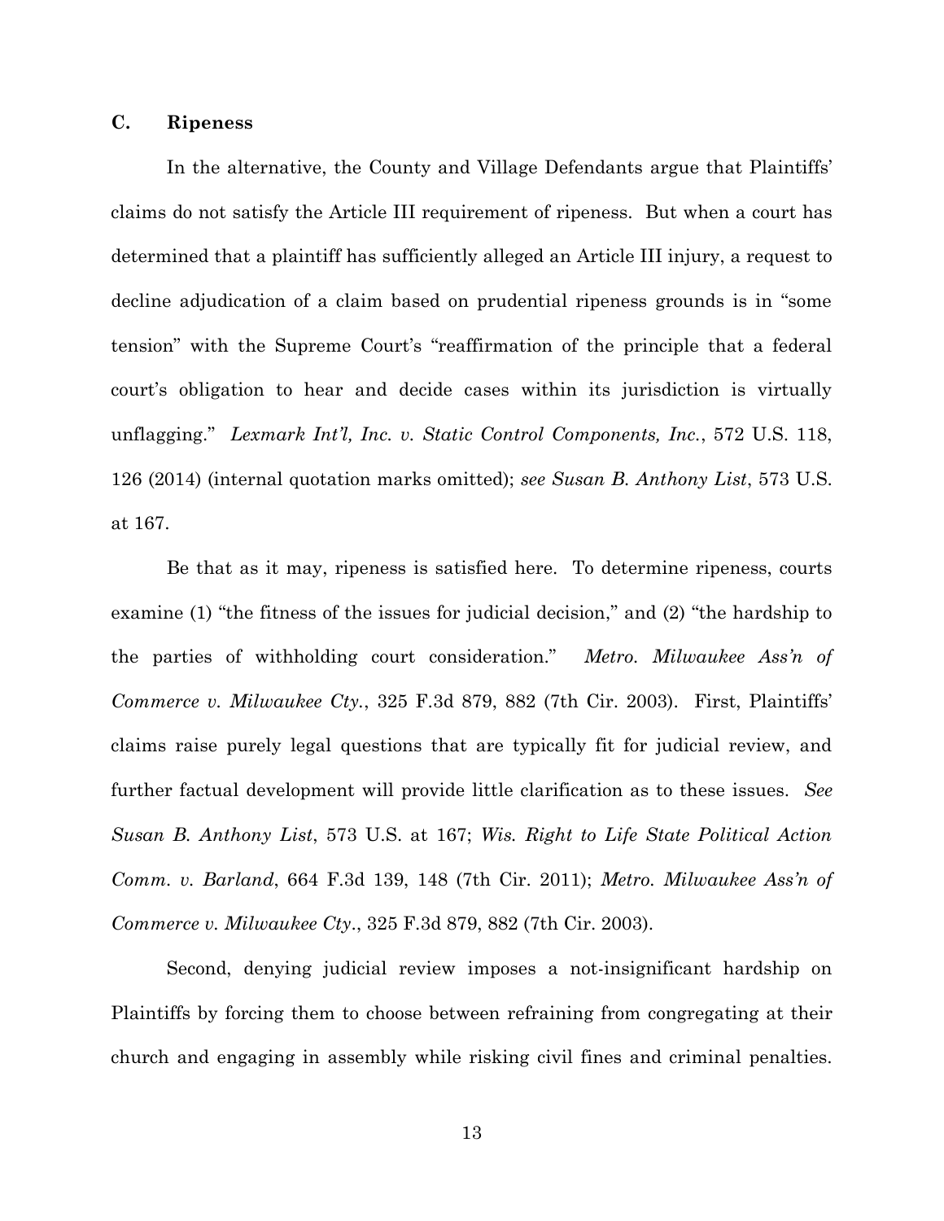### C. Ripeness

In the alternative, the County and Village Defendants argue that Plaintiffs' claims do not satisfy the Article III requirement of ripeness. But when a court has determined that a plaintiff has sufficiently alleged an Article III injury, a request to decline adjudication of a claim based on prudential ripeness grounds is in "some tension" with the Supreme Court's "reaffirmation of the principle that a federal court's obligation to hear and decide cases within its jurisdiction is virtually unflagging." *Lexmark Int'l, Inc. v. Static Control Components, Inc.*, 572 U.S. 118, 126 (2014) (internal quotation marks omitted); *see Susan B. Anthony List*, 573 U.S. at 167.

Be that as it may, ripeness is satisfied here. To determine ripeness, courts examine (1) "the fitness of the issues for judicial decision," and (2) "the hardship to the parties of withholding court consideration." *Metro. Milwaukee Ass'n of Commerce v. Milwaukee Cty.*, 325 F.3d 879, 882 (7th Cir. 2003). First, Plaintiffs' claims raise purely legal questions that are typically fit for judicial review, and further factual development will provide little clarification as to these issues. *See Susan B. Anthony List*, 573 U.S. at 167; *Wis. Right to Life State Political Action Comm. v. Barland*, 664 F.3d 139, 148 (7th Cir. 2011); *Metro. Milwaukee Ass'n of Commerce v. Milwaukee Cty.*, 325 F.3d 879, 882 (7th Cir. 2003).

Second, denying judicial review imposes a not-insignificant hardship on Plaintiffs by forcing them to choose between refraining from congregating at their church and engaging in assembly while risking civil fines and criminal penalties.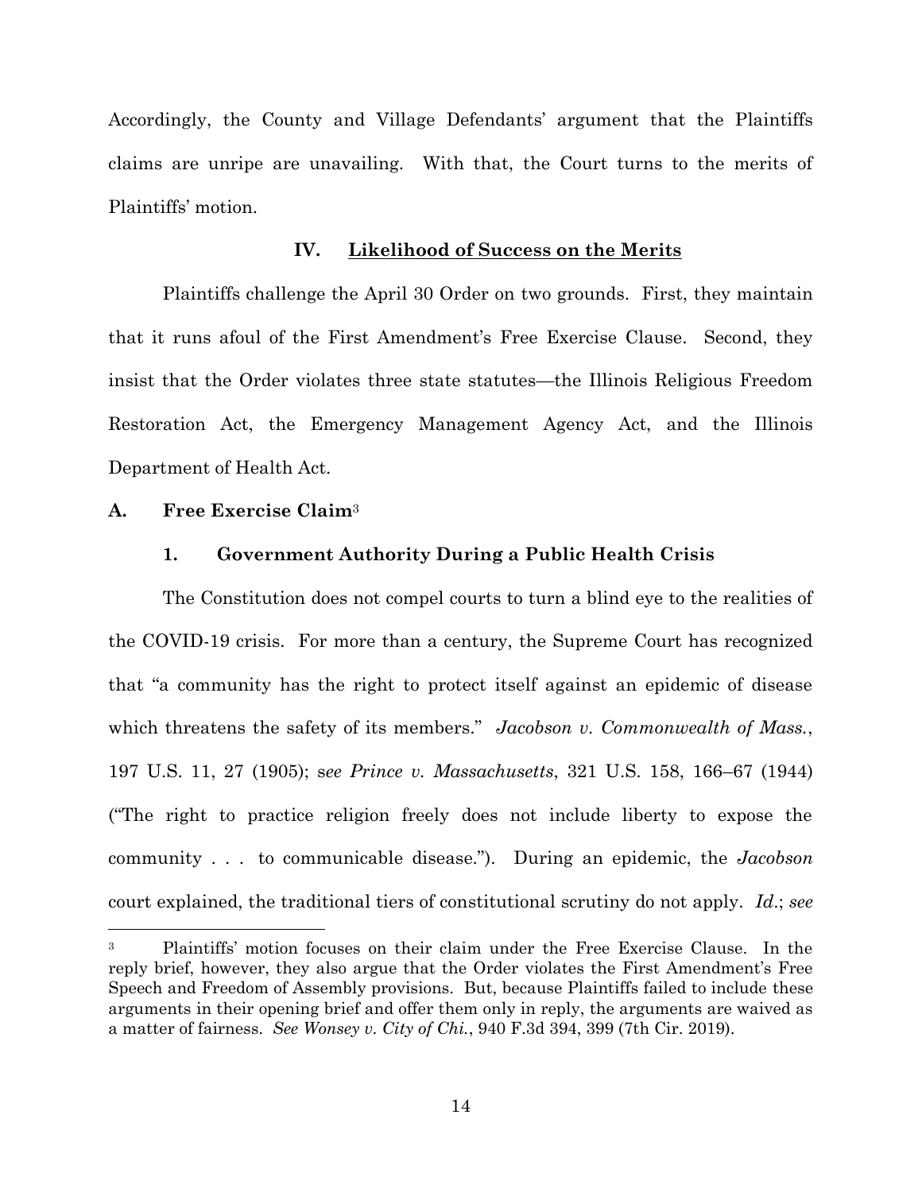Accordingly, the County and Village Defendants' argument that the Plaintiffs claims are unripe are unavailing. With that, the Court turns to the merits of Plaintiffs' motion.

### IV. Likelihood of Success on the Merits

Plaintiffs challenge the April 30 Order on two grounds. First, they maintain that it runs afoul of the First Amendment's Free Exercise Clause. Second, they insist that the Order violates three state statutes—the Illinois Religious Freedom Restoration Act, the Emergency Management Agency Act, and the Illinois Department of Health Act.

#### A. Free Exercise Claim[3]

##### 1. Government Authority During a Public Health Crisis

The Constitution does not compel courts to turn a blind eye to the realities of the COVID-19 crisis. For more than a century, the Supreme Court has recognized that "a community has the right to protect itself against an epidemic of disease which threatens the safety of its members." *Jacobson v. Commonwealth of Mass.*, 197 U.S. 11, 27 (1905); s*ee Prince v. Massachusetts*, 321 U.S. 158, 166–67 (1944) ("The right to practice religion freely does not include liberty to expose the community . . . to communicable disease."). During an epidemic, the *Jacobson* court explained, the traditional tiers of constitutional scrutiny do not apply. *Id.*; *see*

[3] Plaintiffs' motion focuses on their claim under the Free Exercise Clause. In the reply brief, however, they also argue that the Order violates the First Amendment's Free Speech and Freedom of Assembly provisions. But, because Plaintiffs failed to include these arguments in their opening brief and offer them only in reply, the arguments are waived as a matter of fairness. *See Wonsey v. City of Chi.*, 940 F.3d 394, 399 (7th Cir. 2019).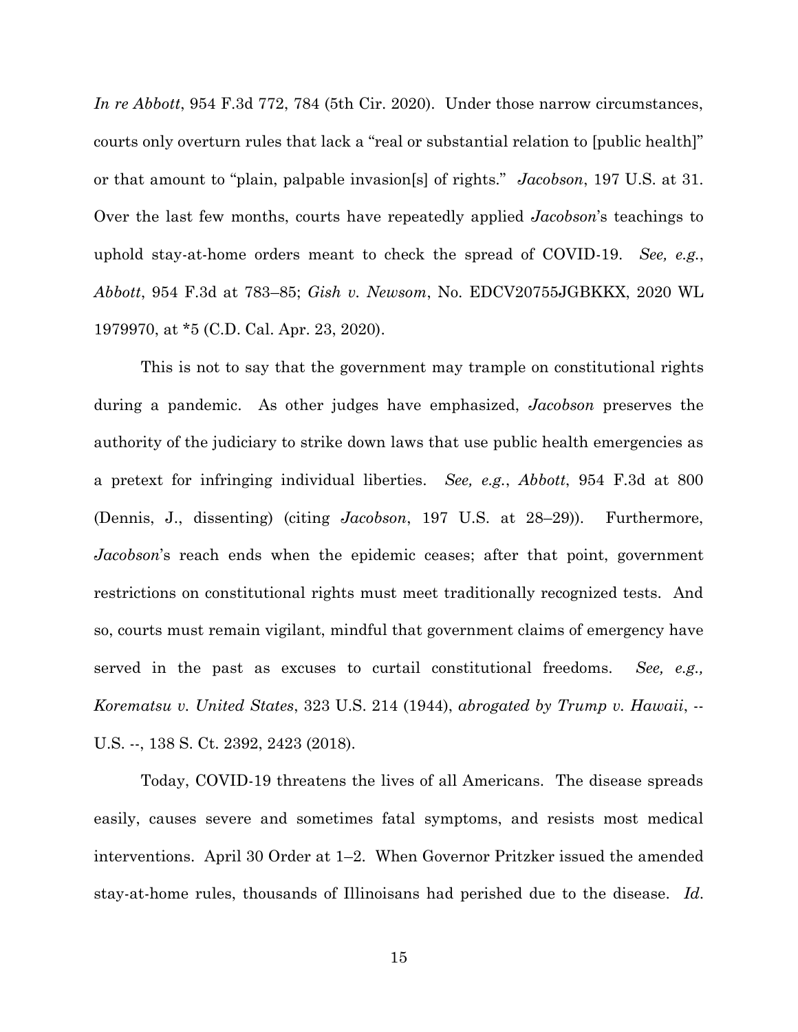*In re Abbott*, 954 F.3d 772, 784 (5th Cir. 2020). Under those narrow circumstances, courts only overturn rules that lack a "real or substantial relation to [public health]" or that amount to "plain, palpable invasion[s] of rights." *Jacobson*, 197 U.S. at 31. Over the last few months, courts have repeatedly applied *Jacobson*'s teachings to uphold stay-at-home orders meant to check the spread of COVID-19. *See, e.g.*, *Abbott*, 954 F.3d at 783–85; *Gish v. Newsom*, No. EDCV20755JGBKKX, 2020 WL 1979970, at *5 (C.D. Cal. Apr. 23, 2020).

This is not to say that the government may trample on constitutional rights during a pandemic. As other judges have emphasized, *Jacobson* preserves the authority of the judiciary to strike down laws that use public health emergencies as a pretext for infringing individual liberties. *See, e.g.*, *Abbott*, 954 F.3d at 800 (Dennis, J., dissenting) (citing *Jacobson*, 197 U.S. at 28–29)). Furthermore, *Jacobson*'s reach ends when the epidemic ceases; after that point, government restrictions on constitutional rights must meet traditionally recognized tests. And so, courts must remain vigilant, mindful that government claims of emergency have served in the past as excuses to curtail constitutional freedoms. *See, e.g., Korematsu v. United States*, 323 U.S. 214 (1944), *abrogated by Trump v. Hawaii*, -- U.S. --, 138 S. Ct. 2392, 2423 (2018).

Today, COVID-19 threatens the lives of all Americans. The disease spreads easily, causes severe and sometimes fatal symptoms, and resists most medical interventions. April 30 Order at 1–2. When Governor Pritzker issued the amended stay-at-home rules, thousands of Illinoisans had perished due to the disease. *Id.*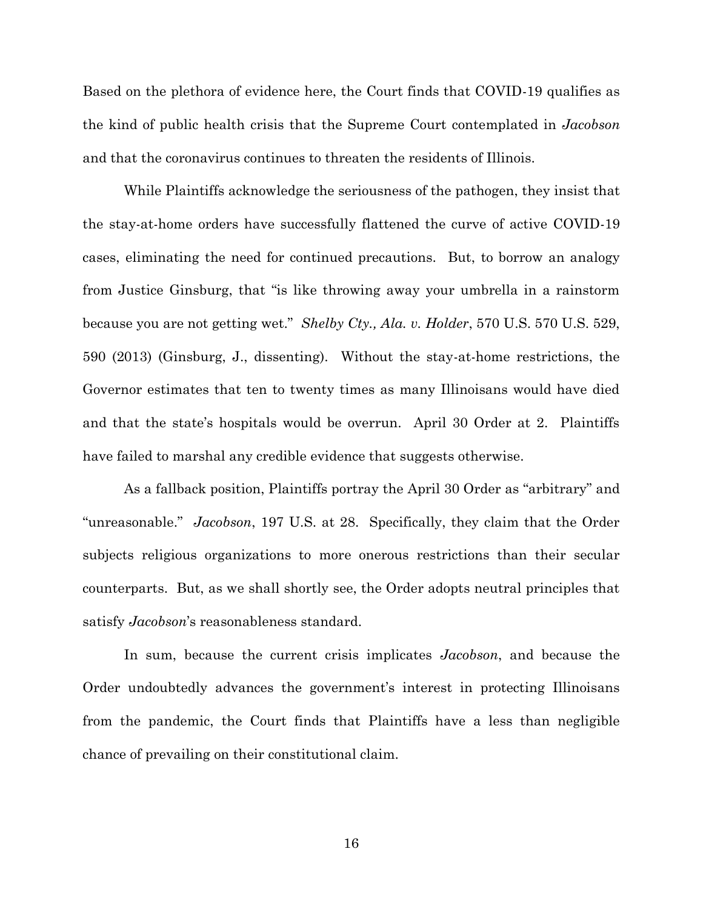Based on the plethora of evidence here, the Court finds that COVID-19 qualifies as the kind of public health crisis that the Supreme Court contemplated in *Jacobson* and that the coronavirus continues to threaten the residents of Illinois.

While Plaintiffs acknowledge the seriousness of the pathogen, they insist that the stay-at-home orders have successfully flattened the curve of active COVID-19 cases, eliminating the need for continued precautions. But, to borrow an analogy from Justice Ginsburg, that "is like throwing away your umbrella in a rainstorm because you are not getting wet." *Shelby Cty., Ala. v. Holder*, 570 U.S. 570 U.S. 529, 590 (2013) (Ginsburg, J., dissenting). Without the stay-at-home restrictions, the Governor estimates that ten to twenty times as many Illinoisans would have died and that the state's hospitals would be overrun. April 30 Order at 2. Plaintiffs have failed to marshal any credible evidence that suggests otherwise.

As a fallback position, Plaintiffs portray the April 30 Order as "arbitrary" and "unreasonable." *Jacobson*, 197 U.S. at 28. Specifically, they claim that the Order subjects religious organizations to more onerous restrictions than their secular counterparts. But, as we shall shortly see, the Order adopts neutral principles that satisfy *Jacobson*'s reasonableness standard.

In sum, because the current crisis implicates *Jacobson*, and because the Order undoubtedly advances the government's interest in protecting Illinoisans from the pandemic, the Court finds that Plaintiffs have a less than negligible chance of prevailing on their constitutional claim.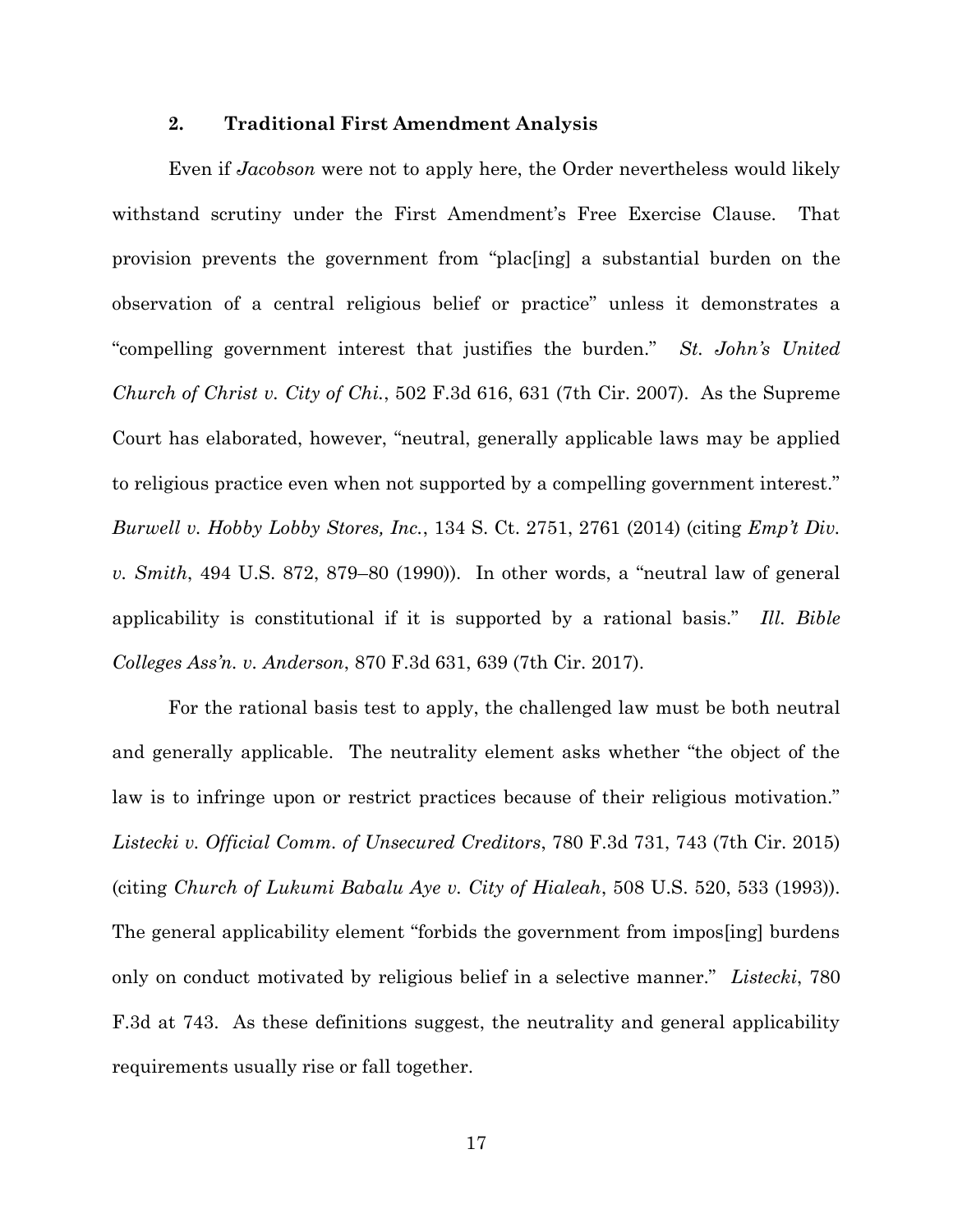### 2. **Traditional First Amendment Analysis**

Even if *Jacobson* were not to apply here, the Order nevertheless would likely withstand scrutiny under the First Amendment's Free Exercise Clause. That provision prevents the government from "plac[ing] a substantial burden on the observation of a central religious belief or practice" unless it demonstrates a "compelling government interest that justifies the burden." *St. John's United Church of Christ v. City of Chi.*, 502 F.3d 616, 631 (7th Cir. 2007). As the Supreme Court has elaborated, however, "neutral, generally applicable laws may be applied to religious practice even when not supported by a compelling government interest." *Burwell v. Hobby Lobby Stores, Inc.*, 134 S. Ct. 2751, 2761 (2014) (citing *Emp't Div. v. Smith*, 494 U.S. 872, 879–80 (1990)). In other words, a "neutral law of general applicability is constitutional if it is supported by a rational basis." *Ill. Bible Colleges Ass'n. v. Anderson*, 870 F.3d 631, 639 (7th Cir. 2017).

For the rational basis test to apply, the challenged law must be both neutral and generally applicable. The neutrality element asks whether "the object of the law is to infringe upon or restrict practices because of their religious motivation." *Listecki v. Official Comm. of Unsecured Creditors*, 780 F.3d 731, 743 (7th Cir. 2015) (citing *Church of Lukumi Babalu Aye v. City of Hialeah*, 508 U.S. 520, 533 (1993)). The general applicability element "forbids the government from impos[ing] burdens only on conduct motivated by religious belief in a selective manner." *Listecki*, 780 F.3d at 743. As these definitions suggest, the neutrality and general applicability requirements usually rise or fall together.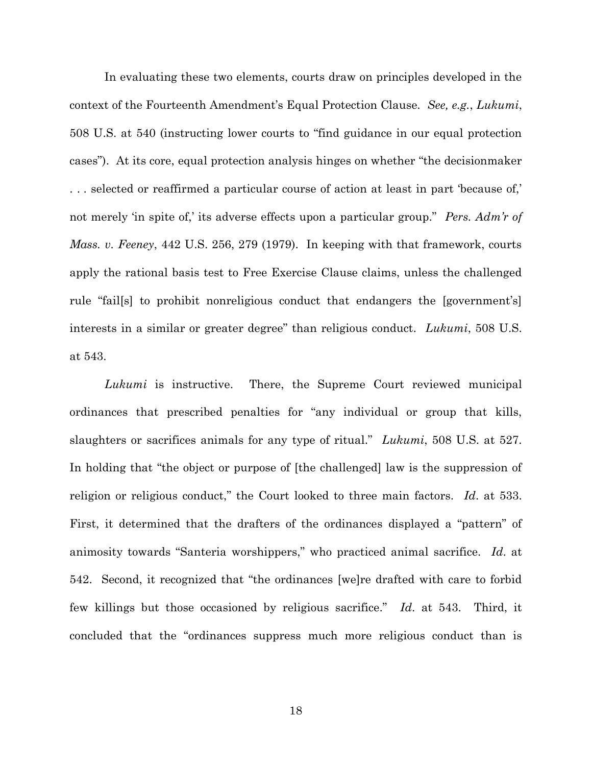In evaluating these two elements, courts draw on principles developed in the context of the Fourteenth Amendment's Equal Protection Clause. *See, e.g.*, *Lukumi*, 508 U.S. at 540 (instructing lower courts to "find guidance in our equal protection cases"). At its core, equal protection analysis hinges on whether "the decisionmaker . . . selected or reaffirmed a particular course of action at least in part 'because of,' not merely 'in spite of,' its adverse effects upon a particular group." *Pers. Adm'r of Mass. v. Feeney*, 442 U.S. 256, 279 (1979). In keeping with that framework, courts apply the rational basis test to Free Exercise Clause claims, unless the challenged rule "fail[s] to prohibit nonreligious conduct that endangers the [government's] interests in a similar or greater degree" than religious conduct. *Lukumi*, 508 U.S. at 543.

*Lukumi* is instructive. There, the Supreme Court reviewed municipal ordinances that prescribed penalties for "any individual or group that kills, slaughters or sacrifices animals for any type of ritual." *Lukumi*, 508 U.S. at 527. In holding that "the object or purpose of [the challenged] law is the suppression of religion or religious conduct," the Court looked to three main factors. *Id*. at 533. First, it determined that the drafters of the ordinances displayed a "pattern" of animosity towards "Santeria worshippers," who practiced animal sacrifice. *Id*. at 542. Second, it recognized that "the ordinances [we]re drafted with care to forbid few killings but those occasioned by religious sacrifice." *Id*. at 543. Third, it concluded that the "ordinances suppress much more religious conduct than is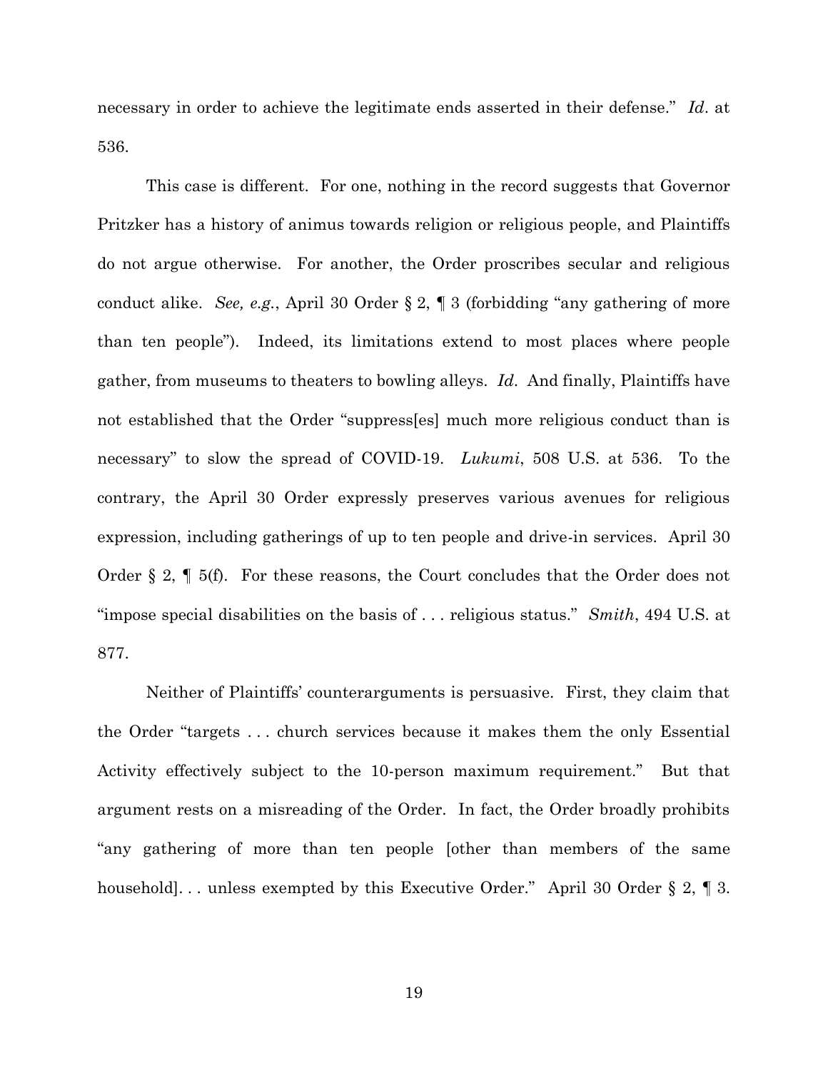necessary in order to achieve the legitimate ends asserted in their defense." *Id*. at 536.

This case is different. For one, nothing in the record suggests that Governor Pritzker has a history of animus towards religion or religious people, and Plaintiffs do not argue otherwise. For another, the Order proscribes secular and religious conduct alike. *See, e.g.*, April 30 Order § 2, ¶ 3 (forbidding "any gathering of more than ten people"). Indeed, its limitations extend to most places where people gather, from museums to theaters to bowling alleys. *Id*. And finally, Plaintiffs have not established that the Order "suppress[es] much more religious conduct than is necessary" to slow the spread of COVID-19. *Lukumi*, 508 U.S. at 536. To the contrary, the April 30 Order expressly preserves various avenues for religious expression, including gatherings of up to ten people and drive-in services. April 30 Order § 2, ¶ 5(f). For these reasons, the Court concludes that the Order does not "impose special disabilities on the basis of . . . religious status." *Smith*, 494 U.S. at 877.

Neither of Plaintiffs' counterarguments is persuasive. First, they claim that the Order "targets . . . church services because it makes them the only Essential Activity effectively subject to the 10-person maximum requirement." But that argument rests on a misreading of the Order. In fact, the Order broadly prohibits "any gathering of more than ten people [other than members of the same household]. . . unless exempted by this Executive Order." April 30 Order § 2, ¶ 3.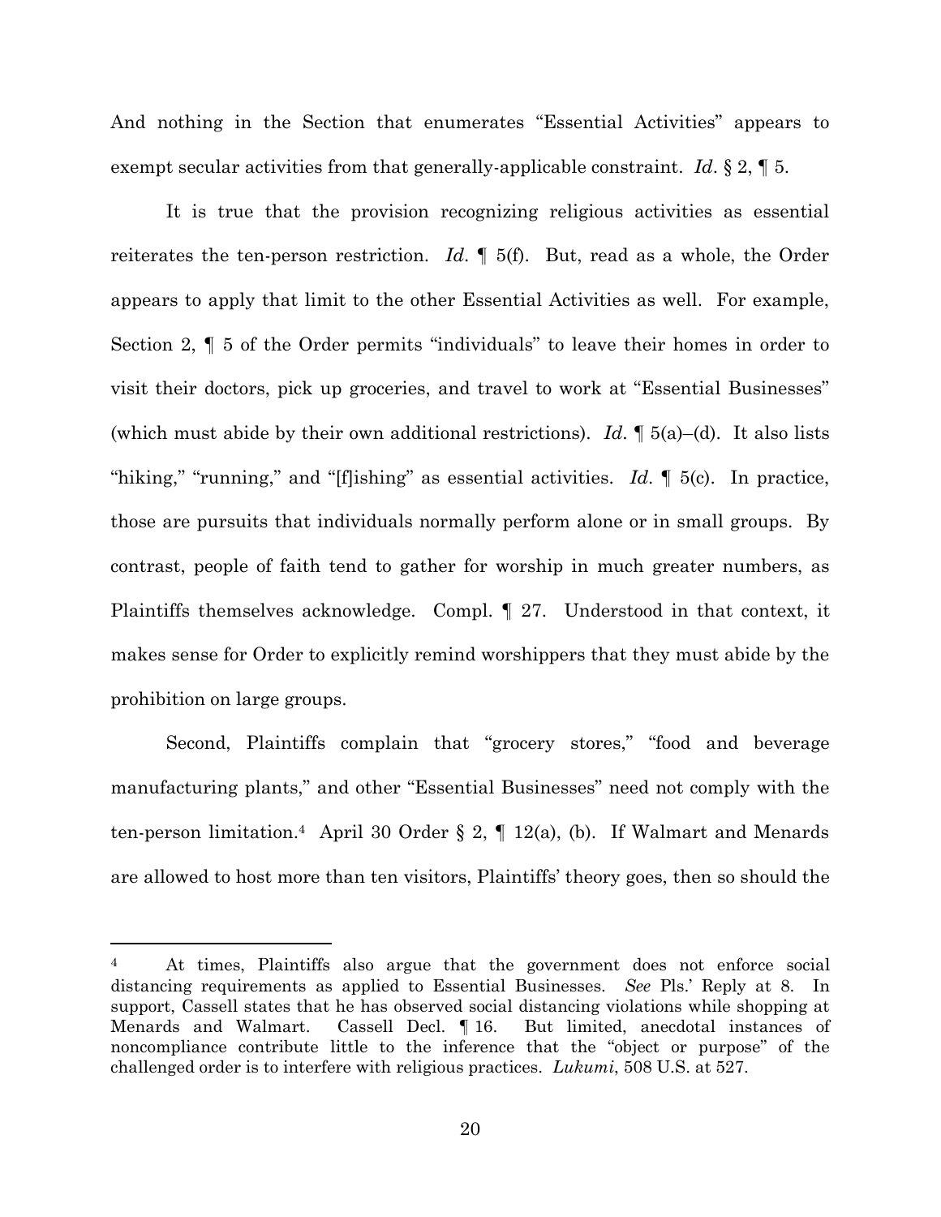And nothing in the Section that enumerates "Essential Activities" appears to exempt secular activities from that generally-applicable constraint. *Id*. § 2, ¶ 5.

It is true that the provision recognizing religious activities as essential reiterates the ten-person restriction. *Id*. ¶ 5(f). But, read as a whole, the Order appears to apply that limit to the other Essential Activities as well. For example, Section 2, ¶ 5 of the Order permits "individuals" to leave their homes in order to visit their doctors, pick up groceries, and travel to work at "Essential Businesses" (which must abide by their own additional restrictions). *Id*. ¶ 5(a)–(d). It also lists "hiking," "running," and "[f]ishing" as essential activities. *Id*. ¶ 5(c). In practice, those are pursuits that individuals normally perform alone or in small groups. By contrast, people of faith tend to gather for worship in much greater numbers, as Plaintiffs themselves acknowledge. Compl. ¶ 27. Understood in that context, it makes sense for Order to explicitly remind worshippers that they must abide by the prohibition on large groups.

Second, Plaintiffs complain that "grocery stores," "food and beverage manufacturing plants," and other "Essential Businesses" need not comply with the ten-person limitation.[4] April 30 Order § 2, ¶ 12(a), (b). If Walmart and Menards are allowed to host more than ten visitors, Plaintiffs' theory goes, then so should the

---

[4] At times, Plaintiffs also argue that the government does not enforce social distancing requirements as applied to Essential Businesses. *See* Pls.' Reply at 8. In support, Cassell states that he has observed social distancing violations while shopping at Menards and Walmart. Cassell Decl. ¶ 16. But limited, anecdotal instances of noncompliance contribute little to the inference that the "object or purpose" of the challenged order is to interfere with religious practices. *Lukumi*, 508 U.S. at 527.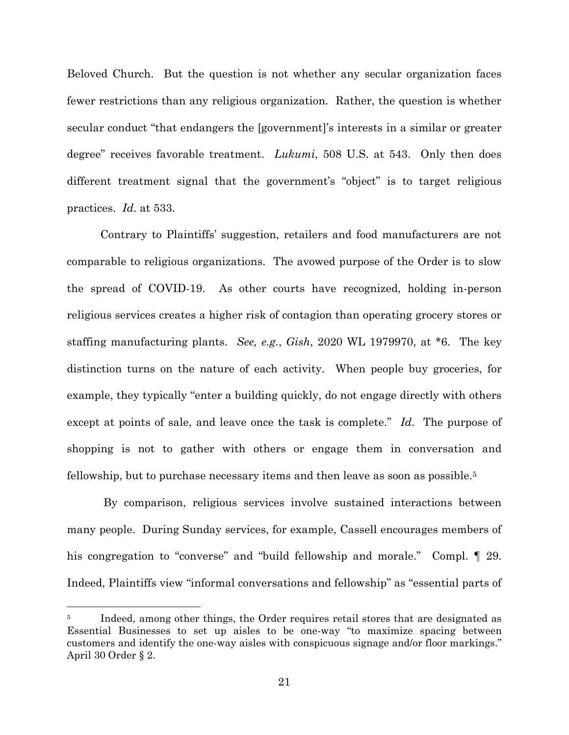Beloved Church. But the question is not whether any secular organization faces fewer restrictions than any religious organization. Rather, the question is whether secular conduct "that endangers the [government]'s interests in a similar or greater degree" receives favorable treatment. *Lukumi*, 508 U.S. at 543. Only then does different treatment signal that the government's "object" is to target religious practices. *Id*. at 533.

Contrary to Plaintiffs' suggestion, retailers and food manufacturers are not comparable to religious organizations. The avowed purpose of the Order is to slow the spread of COVID-19. As other courts have recognized, holding in-person religious services creates a higher risk of contagion than operating grocery stores or staffing manufacturing plants. *See, e.g.*, *Gish*, 2020 WL 1979970, at *6. The key distinction turns on the nature of each activity. When people buy groceries, for example, they typically "enter a building quickly, do not engage directly with others except at points of sale, and leave once the task is complete." *Id*. The purpose of shopping is not to gather with others or engage them in conversation and fellowship, but to purchase necessary items and then leave as soon as possible.[5]

By comparison, religious services involve sustained interactions between many people. During Sunday services, for example, Cassell encourages members of his congregation to "converse" and "build fellowship and morale." Compl. ¶ 29. Indeed, Plaintiffs view "informal conversations and fellowship" as "essential parts of

---

[5] Indeed, among other things, the Order requires retail stores that are designated as Essential Businesses to set up aisles to be one-way "to maximize spacing between customers and identify the one-way aisles with conspicuous signage and/or floor markings." April 30 Order § 2.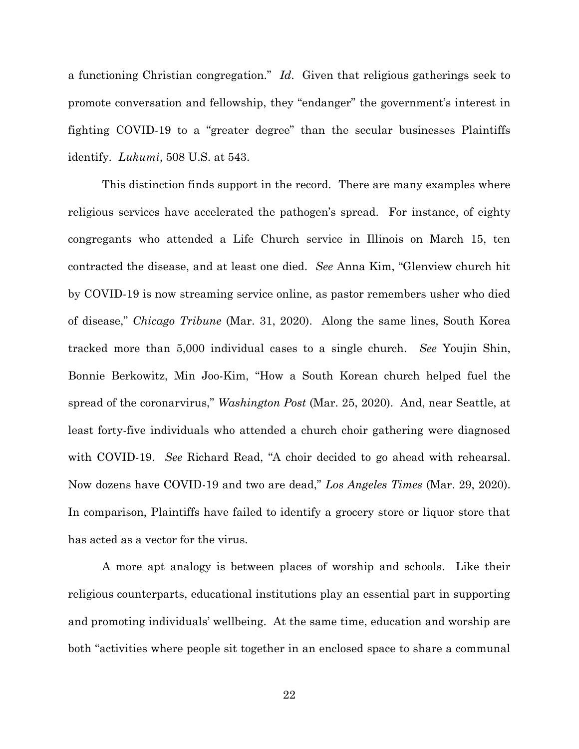a functioning Christian congregation." *Id*. Given that religious gatherings seek to promote conversation and fellowship, they "endanger" the government's interest in fighting COVID-19 to a "greater degree" than the secular businesses Plaintiffs identify. *Lukumi*, 508 U.S. at 543.

This distinction finds support in the record. There are many examples where religious services have accelerated the pathogen's spread. For instance, of eighty congregants who attended a Life Church service in Illinois on March 15, ten contracted the disease, and at least one died. *See* Anna Kim, "Glenview church hit by COVID-19 is now streaming service online, as pastor remembers usher who died of disease," *Chicago Tribune* (Mar. 31, 2020). Along the same lines, South Korea tracked more than 5,000 individual cases to a single church. *See* Youjin Shin, Bonnie Berkowitz, Min Joo-Kim, "How a South Korean church helped fuel the spread of the coronarvirus," *Washington Post* (Mar. 25, 2020). And, near Seattle, at least forty-five individuals who attended a church choir gathering were diagnosed with COVID-19. *See* Richard Read, "A choir decided to go ahead with rehearsal. Now dozens have COVID-19 and two are dead," *Los Angeles Times* (Mar. 29, 2020). In comparison, Plaintiffs have failed to identify a grocery store or liquor store that has acted as a vector for the virus.

A more apt analogy is between places of worship and schools. Like their religious counterparts, educational institutions play an essential part in supporting and promoting individuals' wellbeing. At the same time, education and worship are both "activities where people sit together in an enclosed space to share a communal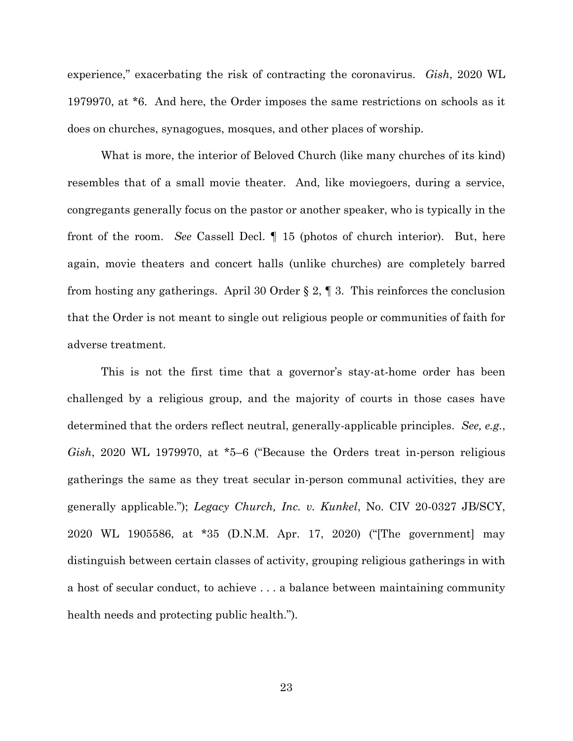experience," exacerbating the risk of contracting the coronavirus. *Gish*, 2020 WL 1979970, at *6. And here, the Order imposes the same restrictions on schools as it does on churches, synagogues, mosques, and other places of worship.

What is more, the interior of Beloved Church (like many churches of its kind) resembles that of a small movie theater. And, like moviegoers, during a service, congregants generally focus on the pastor or another speaker, who is typically in the front of the room. *See* Cassell Decl. ¶ 15 (photos of church interior). But, here again, movie theaters and concert halls (unlike churches) are completely barred from hosting any gatherings. April 30 Order § 2, ¶ 3. This reinforces the conclusion that the Order is not meant to single out religious people or communities of faith for adverse treatment.

This is not the first time that a governor's stay-at-home order has been challenged by a religious group, and the majority of courts in those cases have determined that the orders reflect neutral, generally-applicable principles. *See, e.g.*, *Gish*, 2020 WL 1979970, at *5–6 ("Because the Orders treat in-person religious gatherings the same as they treat secular in-person communal activities, they are generally applicable."); *Legacy Church, Inc. v. Kunkel*, No. CIV 20-0327 JB/SCY, 2020 WL 1905586, at *35 (D.N.M. Apr. 17, 2020) ("[The government] may distinguish between certain classes of activity, grouping religious gatherings in with a host of secular conduct, to achieve . . . a balance between maintaining community health needs and protecting public health.").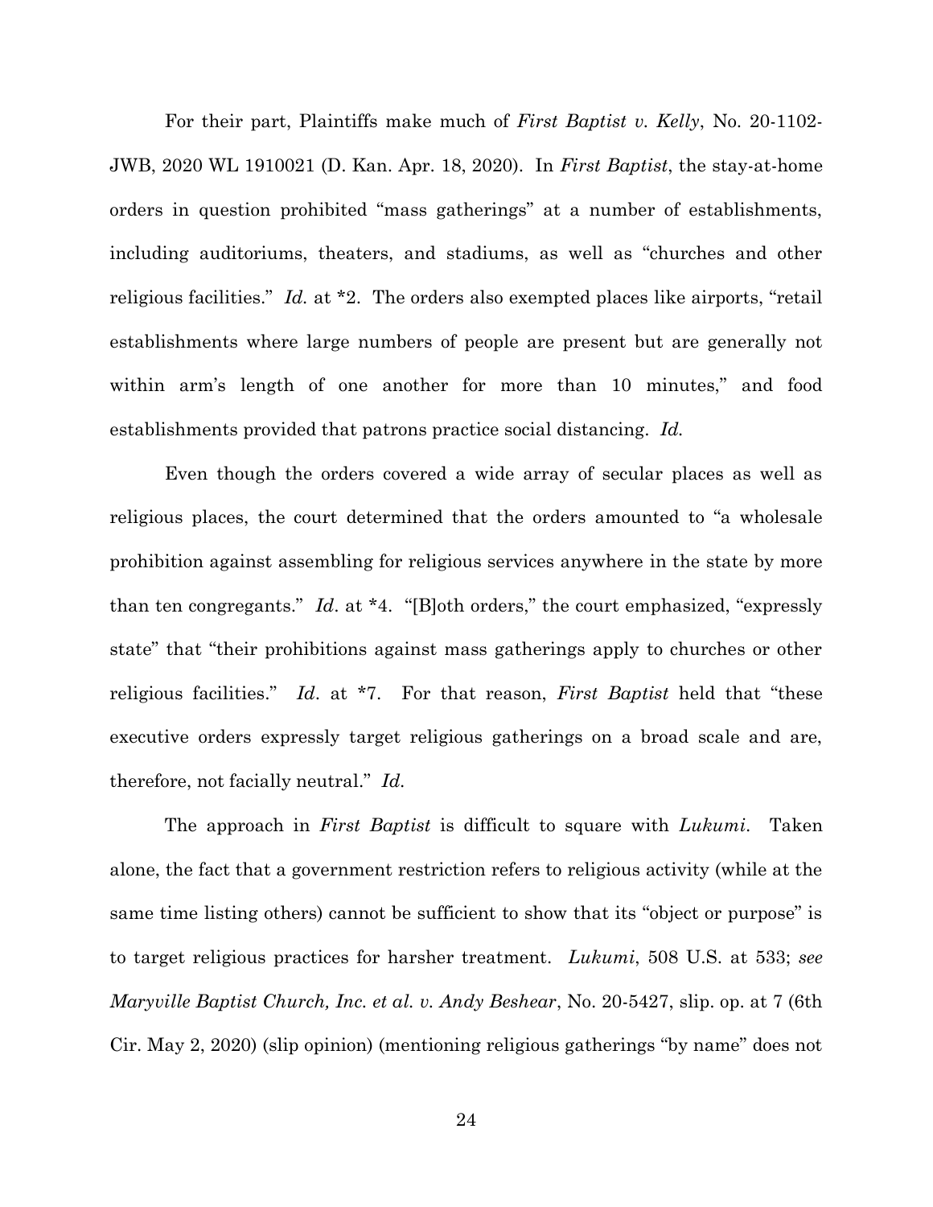For their part, Plaintiffs make much of *First Baptist v. Kelly*, No. 20-1102-JWB, 2020 WL 1910021 (D. Kan. Apr. 18, 2020). In *First Baptist*, the stay-at-home orders in question prohibited "mass gatherings" at a number of establishments, including auditoriums, theaters, and stadiums, as well as "churches and other religious facilities." *Id.* at *2. The orders also exempted places like airports, "retail establishments where large numbers of people are present but are generally not within arm's length of one another for more than 10 minutes," and food establishments provided that patrons practice social distancing. *Id.*

Even though the orders covered a wide array of secular places as well as religious places, the court determined that the orders amounted to "a wholesale prohibition against assembling for religious services anywhere in the state by more than ten congregants." *Id*. at *4. "[B]oth orders," the court emphasized, "expressly state" that "their prohibitions against mass gatherings apply to churches or other religious facilities." *Id*. at *7. For that reason, *First Baptist* held that "these executive orders expressly target religious gatherings on a broad scale and are, therefore, not facially neutral." *Id.*

The approach in *First Baptist* is difficult to square with *Lukumi*. Taken alone, the fact that a government restriction refers to religious activity (while at the same time listing others) cannot be sufficient to show that its "object or purpose" is to target religious practices for harsher treatment. *Lukumi*, 508 U.S. at 533; *see Maryville Baptist Church, Inc. et al. v. Andy Beshear*, No. 20-5427, slip. op. at 7 (6th Cir. May 2, 2020) (slip opinion) (mentioning religious gatherings "by name" does not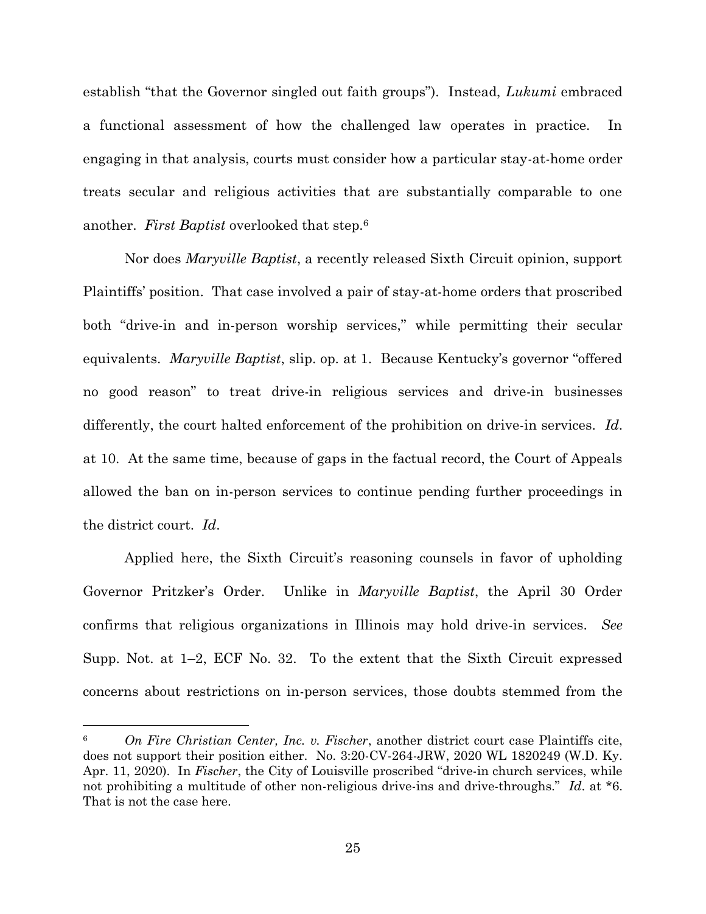establish "that the Governor singled out faith groups"). Instead, *Lukumi* embraced a functional assessment of how the challenged law operates in practice. In engaging in that analysis, courts must consider how a particular stay-at-home order treats secular and religious activities that are substantially comparable to one another. *First Baptist* overlooked that step.[6]

Nor does *Maryville Baptist*, a recently released Sixth Circuit opinion, support Plaintiffs' position. That case involved a pair of stay-at-home orders that proscribed both "drive-in and in-person worship services," while permitting their secular equivalents. *Maryville Baptist*, slip. op. at 1. Because Kentucky's governor "offered no good reason" to treat drive-in religious services and drive-in businesses differently, the court halted enforcement of the prohibition on drive-in services. *Id*. at 10. At the same time, because of gaps in the factual record, the Court of Appeals allowed the ban on in-person services to continue pending further proceedings in the district court. *Id*.

Applied here, the Sixth Circuit's reasoning counsels in favor of upholding Governor Pritzker's Order. Unlike in *Maryville Baptist*, the April 30 Order confirms that religious organizations in Illinois may hold drive-in services. *See* Supp. Not. at 1–2, ECF No. 32. To the extent that the Sixth Circuit expressed concerns about restrictions on in-person services, those doubts stemmed from the

---

[6] *On Fire Christian Center, Inc. v. Fischer*, another district court case Plaintiffs cite, does not support their position either. No. 3:20-CV-264-JRW, 2020 WL 1820249 (W.D. Ky. Apr. 11, 2020). In *Fischer*, the City of Louisville proscribed "drive-in church services, while not prohibiting a multitude of other non-religious drive-ins and drive-throughs." *Id*. at *6. That is not the case here.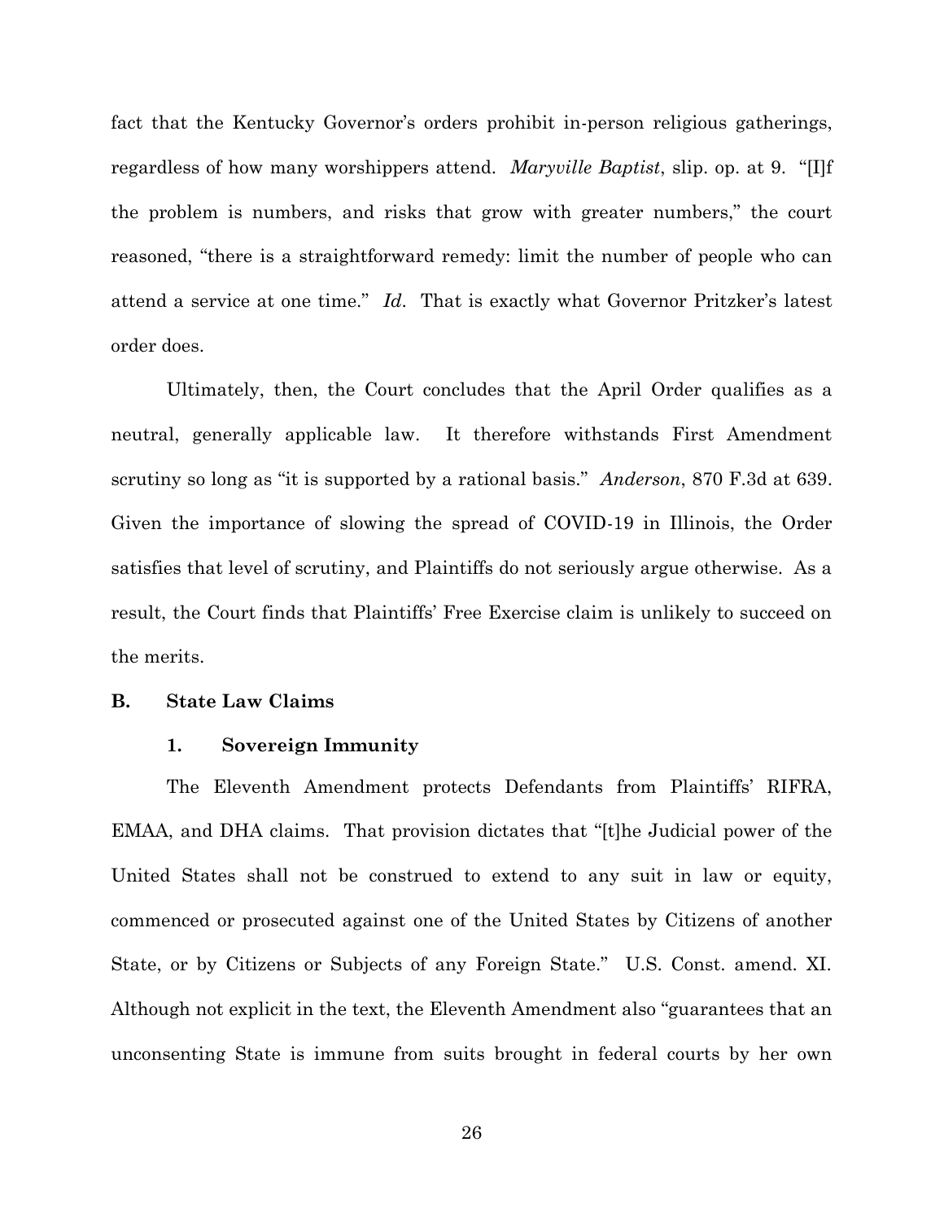fact that the Kentucky Governor's orders prohibit in-person religious gatherings, regardless of how many worshippers attend. *Maryville Baptist*, slip. op. at 9. "[I]f the problem is numbers, and risks that grow with greater numbers," the court reasoned, "there is a straightforward remedy: limit the number of people who can attend a service at one time." *Id*. That is exactly what Governor Pritzker's latest order does.

Ultimately, then, the Court concludes that the April Order qualifies as a neutral, generally applicable law. It therefore withstands First Amendment scrutiny so long as "it is supported by a rational basis." *Anderson*, 870 F.3d at 639. Given the importance of slowing the spread of COVID-19 in Illinois, the Order satisfies that level of scrutiny, and Plaintiffs do not seriously argue otherwise. As a result, the Court finds that Plaintiffs' Free Exercise claim is unlikely to succeed on the merits.

**B. State Law Claims**

**1. Sovereign Immunity**

The Eleventh Amendment protects Defendants from Plaintiffs' RIFRA, EMAA, and DHA claims. That provision dictates that "[t]he Judicial power of the United States shall not be construed to extend to any suit in law or equity, commenced or prosecuted against one of the United States by Citizens of another State, or by Citizens or Subjects of any Foreign State." U.S. Const. amend. XI. Although not explicit in the text, the Eleventh Amendment also "guarantees that an unconsenting State is immune from suits brought in federal courts by her own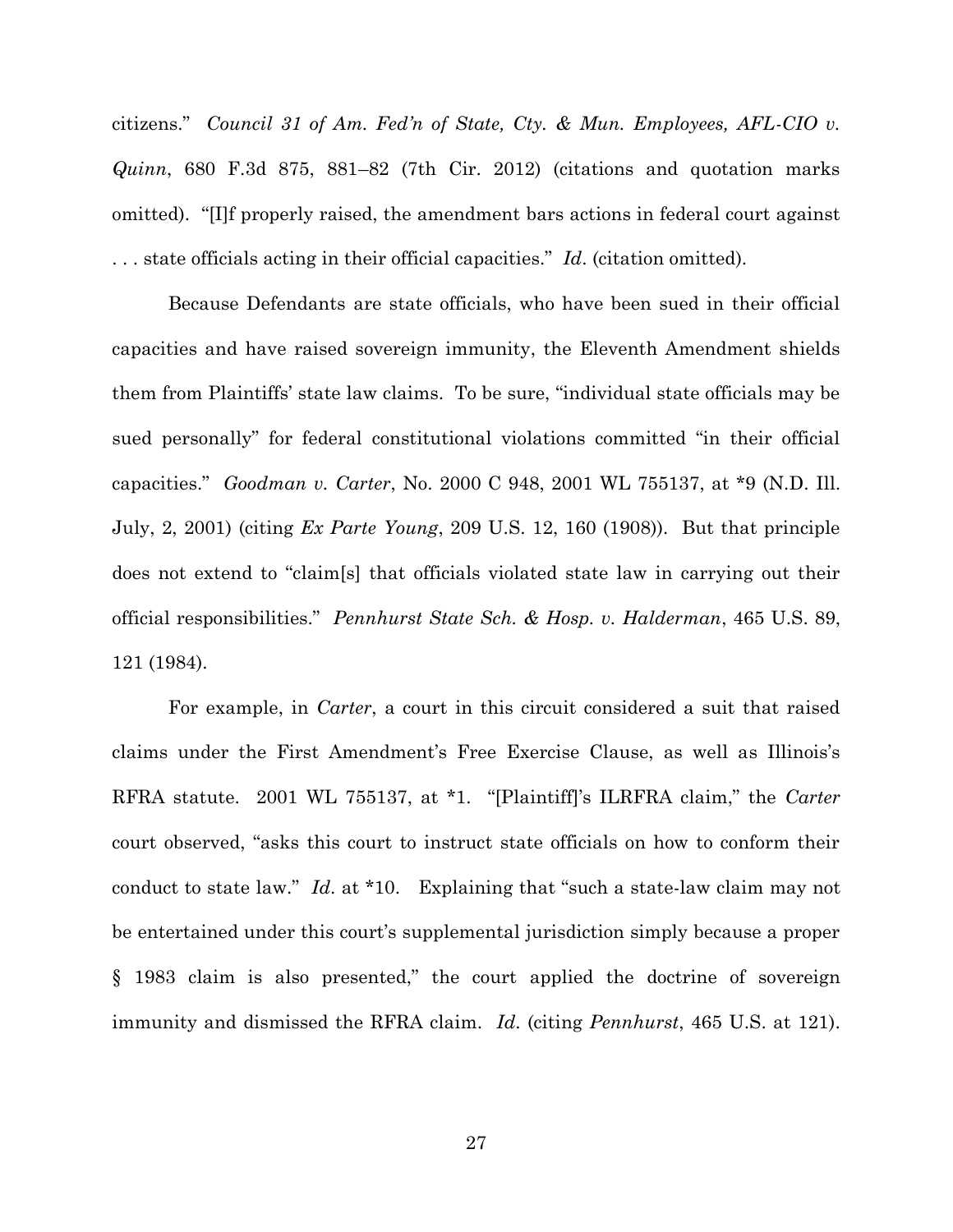citizens." *Council 31 of Am. Fed'n of State, Cty. & Mun. Employees, AFL-CIO v. Quinn*, 680 F.3d 875, 881–82 (7th Cir. 2012) (citations and quotation marks omitted). "[I]f properly raised, the amendment bars actions in federal court against . . . state officials acting in their official capacities." *Id*. (citation omitted).

Because Defendants are state officials, who have been sued in their official capacities and have raised sovereign immunity, the Eleventh Amendment shields them from Plaintiffs' state law claims. To be sure, "individual state officials may be sued personally" for federal constitutional violations committed "in their official capacities." *Goodman v. Carter*, No. 2000 C 948, 2001 WL 755137, at *9 (N.D. Ill. July, 2, 2001) (citing *Ex Parte Young*, 209 U.S. 12, 160 (1908)). But that principle does not extend to "claim[s] that officials violated state law in carrying out their official responsibilities." *Pennhurst State Sch. & Hosp. v. Halderman*, 465 U.S. 89, 121 (1984).

For example, in *Carter*, a court in this circuit considered a suit that raised claims under the First Amendment's Free Exercise Clause, as well as Illinois's RFRA statute. 2001 WL 755137, at *1. "[Plaintiff]'s ILRFRA claim," the *Carter* court observed, "asks this court to instruct state officials on how to conform their conduct to state law." *Id*. at *10. Explaining that "such a state-law claim may not be entertained under this court's supplemental jurisdiction simply because a proper § 1983 claim is also presented," the court applied the doctrine of sovereign immunity and dismissed the RFRA claim. *Id*. (citing *Pennhurst*, 465 U.S. at 121).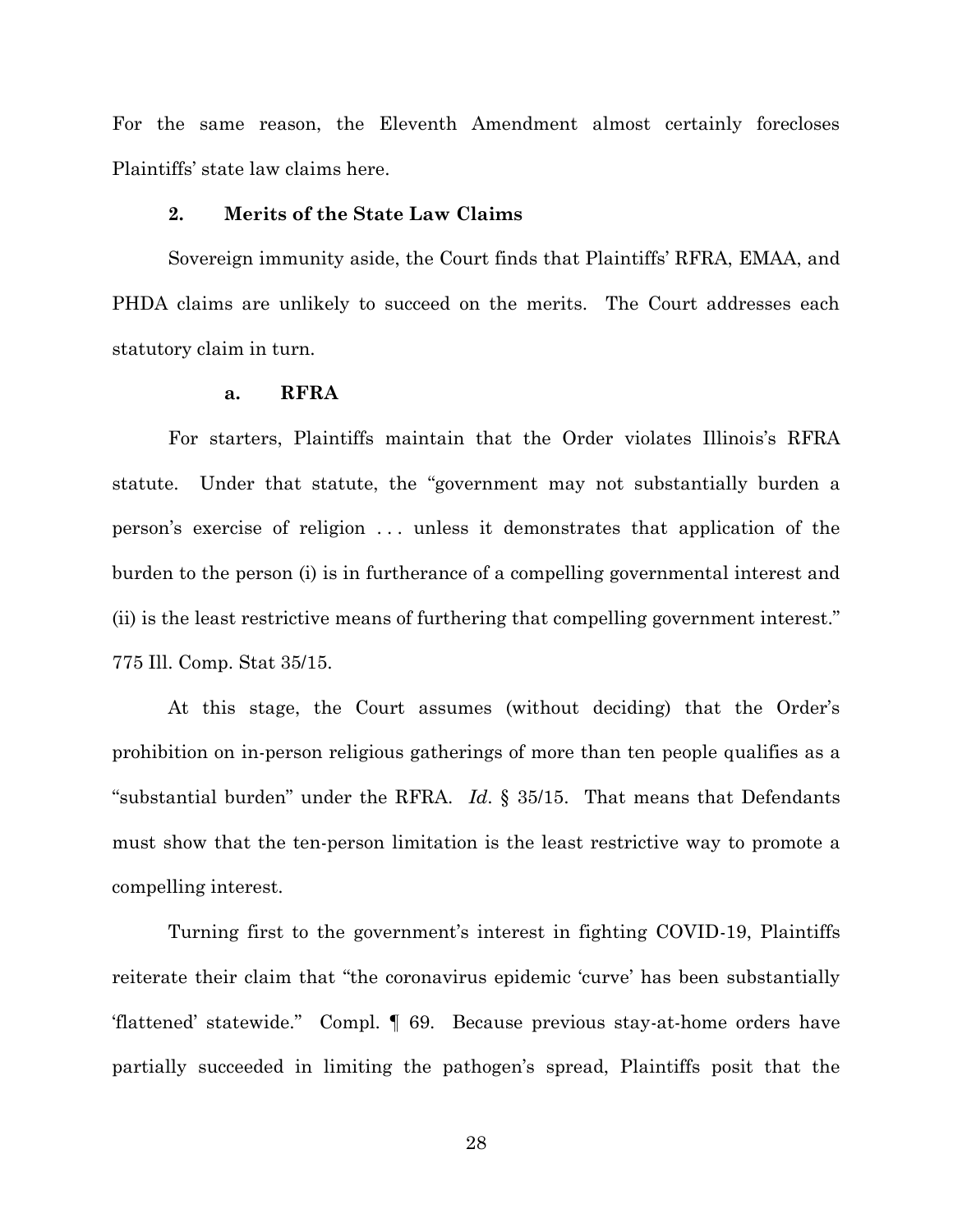For the same reason, the Eleventh Amendment almost certainly forecloses Plaintiffs' state law claims here.

### 2. Merits of the State Law Claims

Sovereign immunity aside, the Court finds that Plaintiffs' RFRA, EMAA, and PHDA claims are unlikely to succeed on the merits. The Court addresses each statutory claim in turn.

#### a. RFRA

For starters, Plaintiffs maintain that the Order violates Illinois's RFRA statute. Under that statute, the "government may not substantially burden a person's exercise of religion . . . unless it demonstrates that application of the burden to the person (i) is in furtherance of a compelling governmental interest and (ii) is the least restrictive means of furthering that compelling government interest." 775 Ill. Comp. Stat 35/15.

At this stage, the Court assumes (without deciding) that the Order's prohibition on in-person religious gatherings of more than ten people qualifies as a "substantial burden" under the RFRA. *Id.* § 35/15. That means that Defendants must show that the ten-person limitation is the least restrictive way to promote a compelling interest.

Turning first to the government's interest in fighting COVID-19, Plaintiffs reiterate their claim that "the coronavirus epidemic 'curve' has been substantially 'flattened' statewide." Compl. ¶ 69. Because previous stay-at-home orders have partially succeeded in limiting the pathogen's spread, Plaintiffs posit that the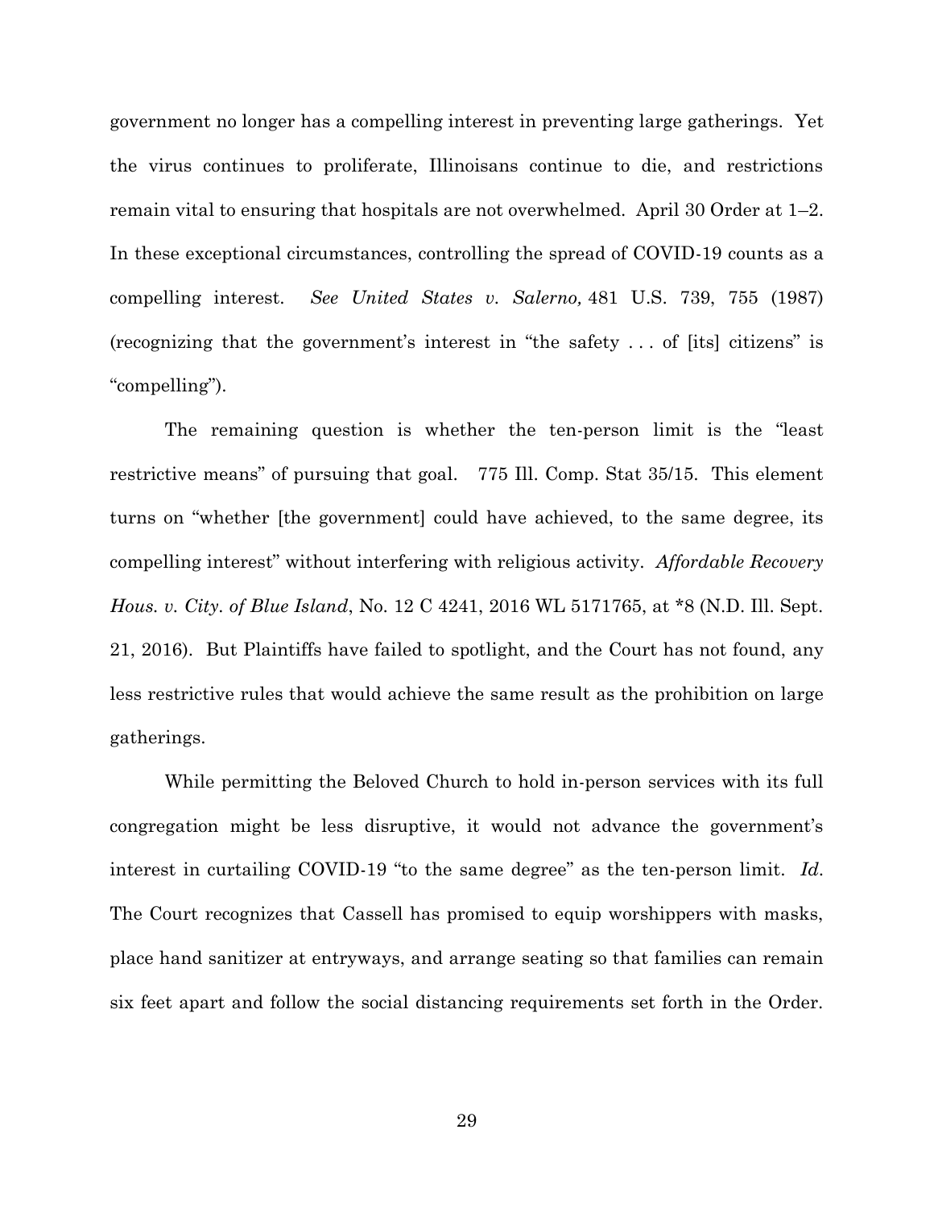government no longer has a compelling interest in preventing large gatherings. Yet the virus continues to proliferate, Illinoisans continue to die, and restrictions remain vital to ensuring that hospitals are not overwhelmed. April 30 Order at 1–2. In these exceptional circumstances, controlling the spread of COVID-19 counts as a compelling interest. *See United States v. Salerno,* 481 U.S. 739, 755 (1987) (recognizing that the government's interest in "the safety . . . of [its] citizens" is "compelling").

The remaining question is whether the ten-person limit is the "least restrictive means" of pursuing that goal. 775 Ill. Comp. Stat 35/15. This element turns on "whether [the government] could have achieved, to the same degree, its compelling interest" without interfering with religious activity. *Affordable Recovery Hous. v. City. of Blue Island*, No. 12 C 4241, 2016 WL 5171765, at *8 (N.D. Ill. Sept. 21, 2016). But Plaintiffs have failed to spotlight, and the Court has not found, any less restrictive rules that would achieve the same result as the prohibition on large gatherings.

While permitting the Beloved Church to hold in-person services with its full congregation might be less disruptive, it would not advance the government's interest in curtailing COVID-19 "to the same degree" as the ten-person limit. *Id*. The Court recognizes that Cassell has promised to equip worshippers with masks, place hand sanitizer at entryways, and arrange seating so that families can remain six feet apart and follow the social distancing requirements set forth in the Order.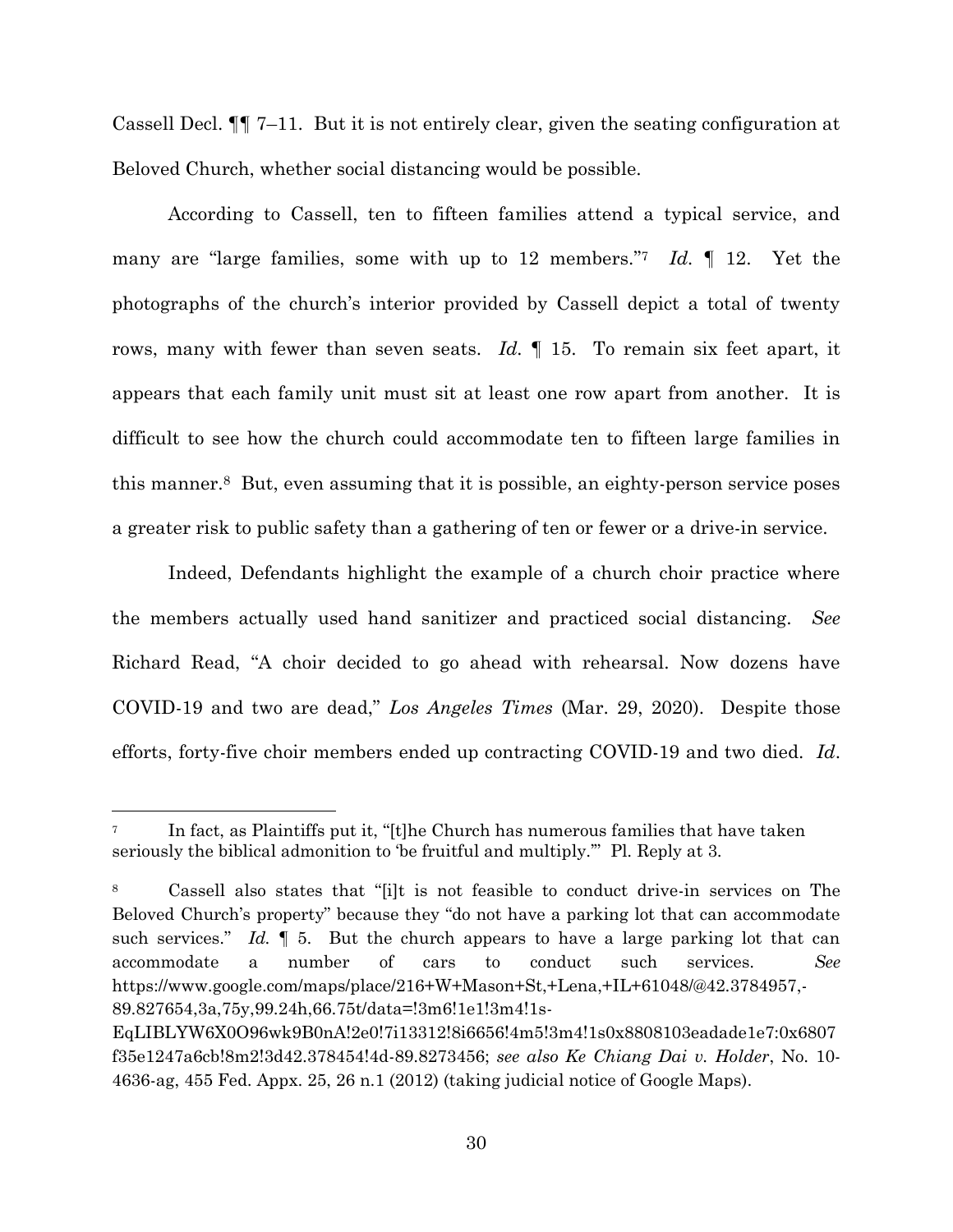Cassell Decl. ¶¶ 7–11. But it is not entirely clear, given the seating configuration at Beloved Church, whether social distancing would be possible.

According to Cassell, ten to fifteen families attend a typical service, and many are "large families, some with up to 12 members."[7] *Id.* ¶ 12. Yet the photographs of the church's interior provided by Cassell depict a total of twenty rows, many with fewer than seven seats. *Id.* ¶ 15. To remain six feet apart, it appears that each family unit must sit at least one row apart from another. It is difficult to see how the church could accommodate ten to fifteen large families in this manner.[8] But, even assuming that it is possible, an eighty-person service poses a greater risk to public safety than a gathering of ten or fewer or a drive-in service.

Indeed, Defendants highlight the example of a church choir practice where the members actually used hand sanitizer and practiced social distancing. *See* Richard Read, "A choir decided to go ahead with rehearsal. Now dozens have COVID-19 and two are dead," *Los Angeles Times* (Mar. 29, 2020). Despite those efforts, forty-five choir members ended up contracting COVID-19 and two died. *Id*.

---

[7] In fact, as Plaintiffs put it, "[t]he Church has numerous families that have taken seriously the biblical admonition to 'be fruitful and multiply.'" Pl. Reply at 3.

[8] Cassell also states that "[i]t is not feasible to conduct drive-in services on The Beloved Church's property" because they "do not have a parking lot that can accommodate such services." *Id.* ¶ 5. But the church appears to have a large parking lot that can accommodate a number of cars to conduct such services. *See* https://www.google.com/maps/place/216+W+Mason+St,+Lena,+IL+61048/@42.3784957,-89.827654,3a,75y,99.24h,66.75t/data=!3m6!1e1!3m4!1s-EqLIBLYW6X0O96wk9B0nA!2e0!7i13312!8i6656!4m5!3m4!1s0x8808103eadade1e7:0x6807f35e1247a6cb!8m2!3d42.378454!4d-89.8273456; *see also Ke Chiang Dai v. Holder*, No. 10-4636-ag, 455 Fed. Appx. 25, 26 n.1 (2012) (taking judicial notice of Google Maps).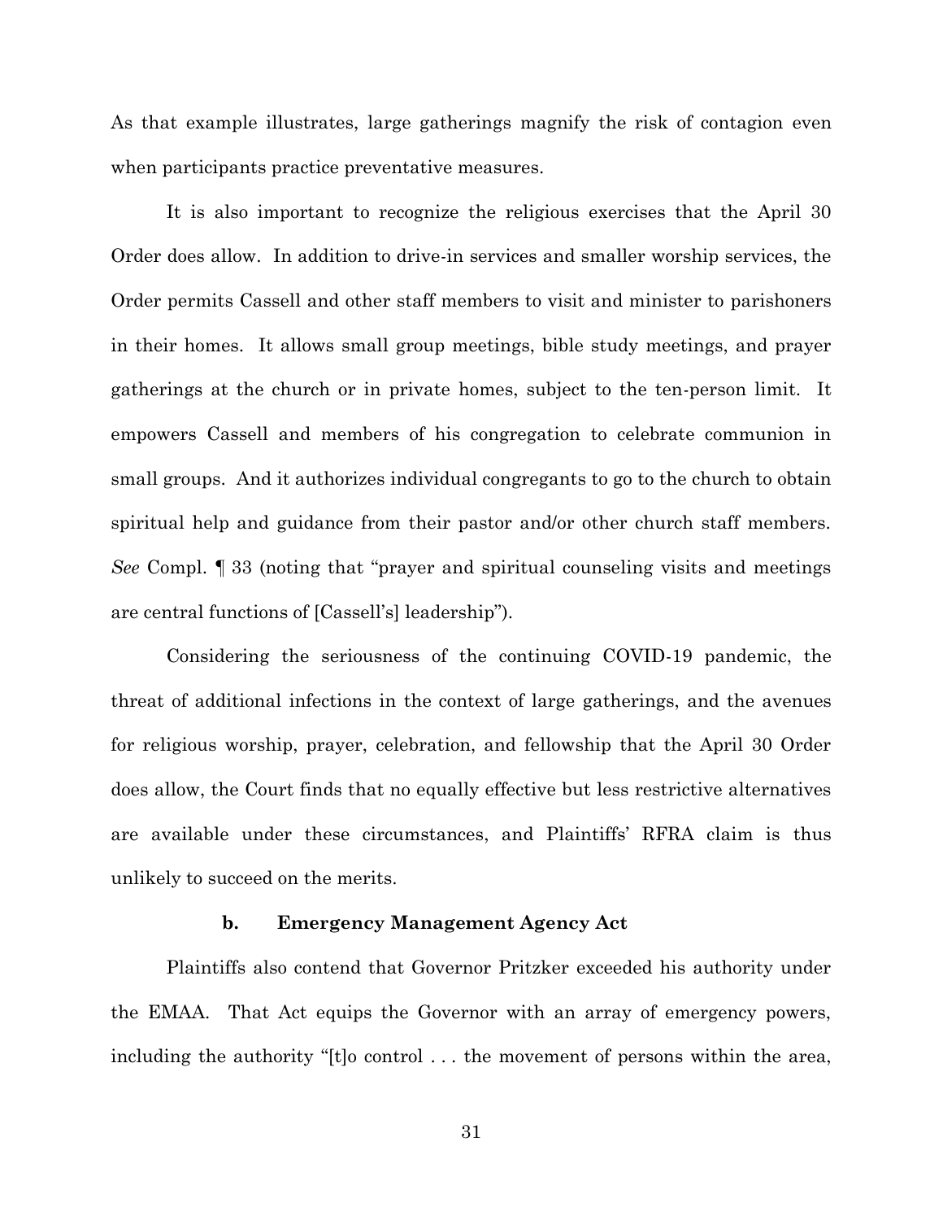As that example illustrates, large gatherings magnify the risk of contagion even when participants practice preventative measures.

It is also important to recognize the religious exercises that the April 30 Order does allow. In addition to drive-in services and smaller worship services, the Order permits Cassell and other staff members to visit and minister to parishoners in their homes. It allows small group meetings, bible study meetings, and prayer gatherings at the church or in private homes, subject to the ten-person limit. It empowers Cassell and members of his congregation to celebrate communion in small groups. And it authorizes individual congregants to go to the church to obtain spiritual help and guidance from their pastor and/or other church staff members. *See* Compl. ¶ 33 (noting that "prayer and spiritual counseling visits and meetings are central functions of [Cassell's] leadership").

Considering the seriousness of the continuing COVID-19 pandemic, the threat of additional infections in the context of large gatherings, and the avenues for religious worship, prayer, celebration, and fellowship that the April 30 Order does allow, the Court finds that no equally effective but less restrictive alternatives are available under these circumstances, and Plaintiffs' RFRA claim is thus unlikely to succeed on the merits.

#### b. Emergency Management Agency Act

Plaintiffs also contend that Governor Pritzker exceeded his authority under the EMAA. That Act equips the Governor with an array of emergency powers, including the authority "[t]o control . . . the movement of persons within the area,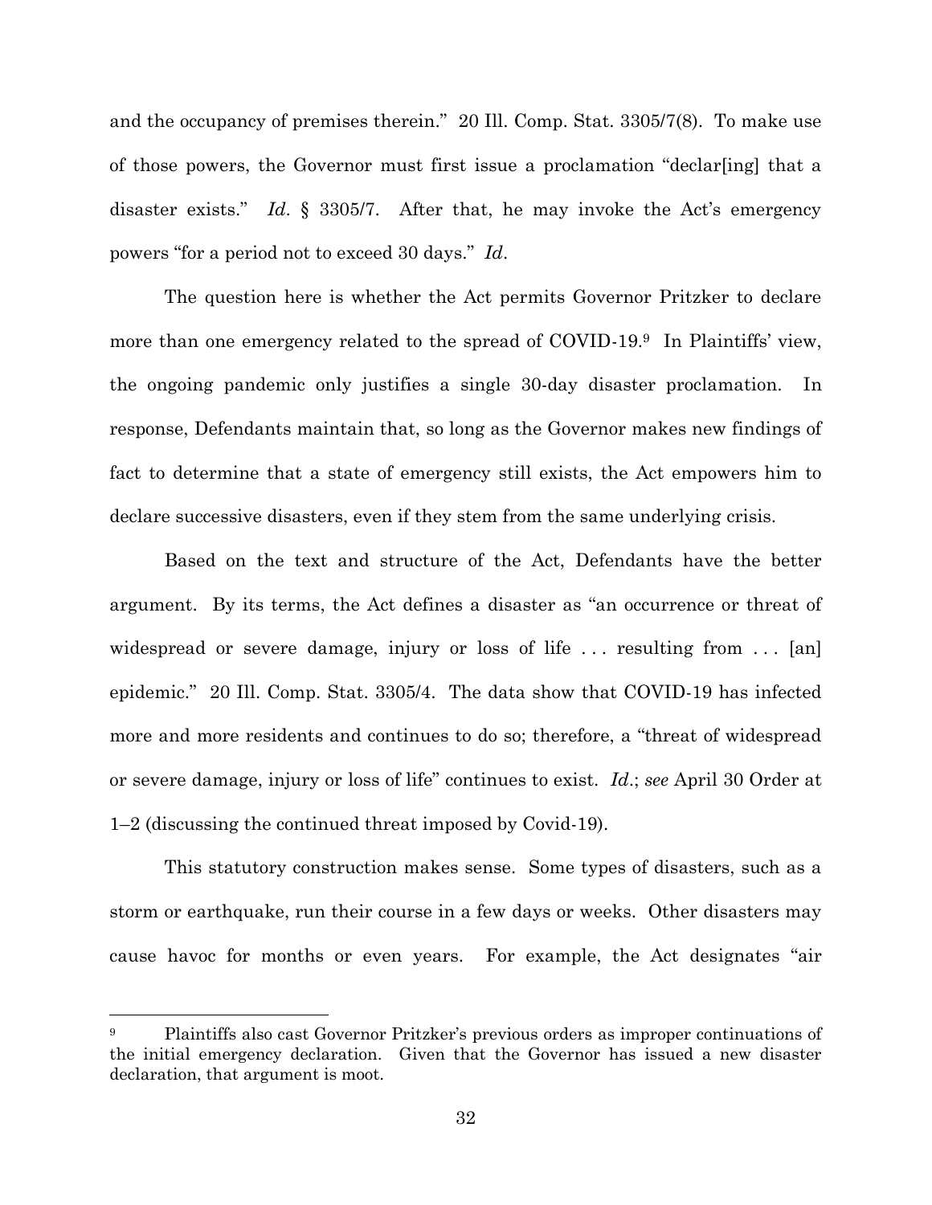and the occupancy of premises therein." 20 Ill. Comp. Stat. 3305/7(8). To make use of those powers, the Governor must first issue a proclamation "declar[ing] that a disaster exists." *Id.* § 3305/7. After that, he may invoke the Act's emergency powers "for a period not to exceed 30 days." *Id.*

The question here is whether the Act permits Governor Pritzker to declare more than one emergency related to the spread of COVID-19.[9] In Plaintiffs' view, the ongoing pandemic only justifies a single 30-day disaster proclamation. In response, Defendants maintain that, so long as the Governor makes new findings of fact to determine that a state of emergency still exists, the Act empowers him to declare successive disasters, even if they stem from the same underlying crisis.

Based on the text and structure of the Act, Defendants have the better argument. By its terms, the Act defines a disaster as "an occurrence or threat of widespread or severe damage, injury or loss of life . . . resulting from . . . [an] epidemic." 20 Ill. Comp. Stat. 3305/4. The data show that COVID-19 has infected more and more residents and continues to do so; therefore, a "threat of widespread or severe damage, injury or loss of life" continues to exist. *Id.*; *see* April 30 Order at 1–2 (discussing the continued threat imposed by Covid-19).

This statutory construction makes sense. Some types of disasters, such as a storm or earthquake, run their course in a few days or weeks. Other disasters may cause havoc for months or even years. For example, the Act designates "air

---

[9] Plaintiffs also cast Governor Pritzker's previous orders as improper continuations of the initial emergency declaration. Given that the Governor has issued a new disaster declaration, that argument is moot.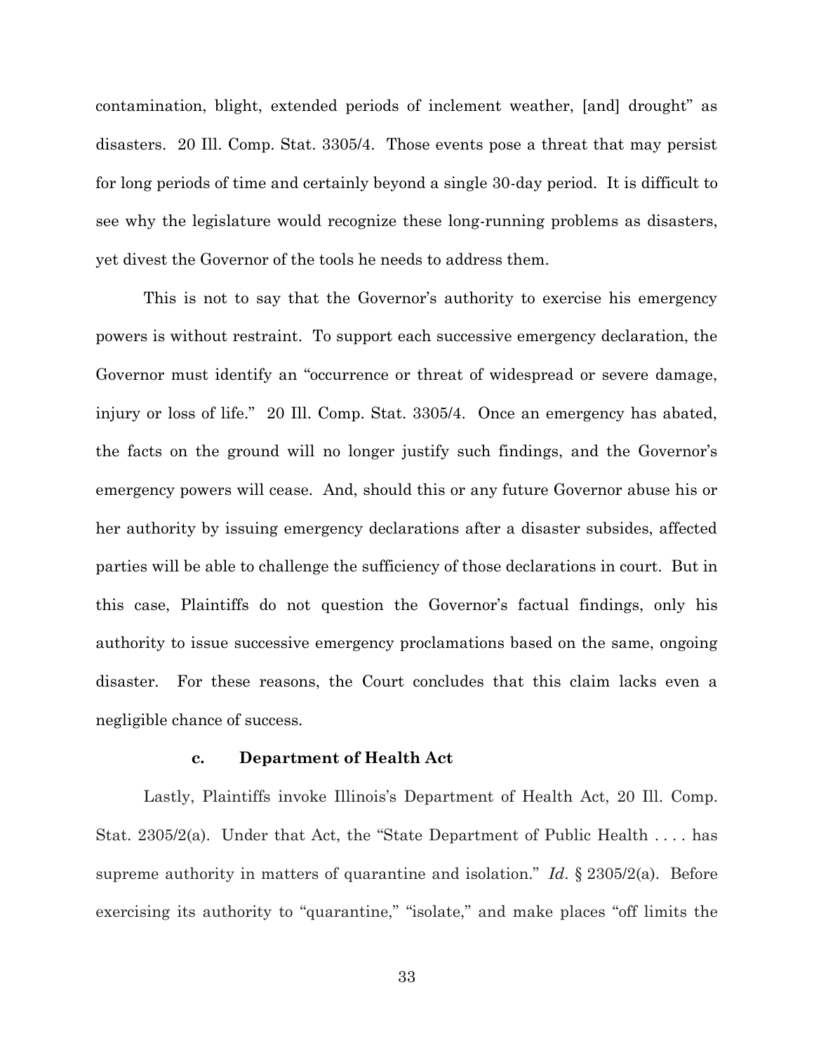contamination, blight, extended periods of inclement weather, [and] drought" as disasters. 20 Ill. Comp. Stat. 3305/4. Those events pose a threat that may persist for long periods of time and certainly beyond a single 30-day period. It is difficult to see why the legislature would recognize these long-running problems as disasters, yet divest the Governor of the tools he needs to address them.

This is not to say that the Governor's authority to exercise his emergency powers is without restraint. To support each successive emergency declaration, the Governor must identify an "occurrence or threat of widespread or severe damage, injury or loss of life." 20 Ill. Comp. Stat. 3305/4. Once an emergency has abated, the facts on the ground will no longer justify such findings, and the Governor's emergency powers will cease. And, should this or any future Governor abuse his or her authority by issuing emergency declarations after a disaster subsides, affected parties will be able to challenge the sufficiency of those declarations in court. But in this case, Plaintiffs do not question the Governor's factual findings, only his authority to issue successive emergency proclamations based on the same, ongoing disaster. For these reasons, the Court concludes that this claim lacks even a negligible chance of success.

#### c. Department of Health Act

Lastly, Plaintiffs invoke Illinois's Department of Health Act, 20 Ill. Comp. Stat. 2305/2(a). Under that Act, the "State Department of Public Health . . . . has supreme authority in matters of quarantine and isolation." *Id.* § 2305/2(a). Before exercising its authority to "quarantine," "isolate," and make places "off limits the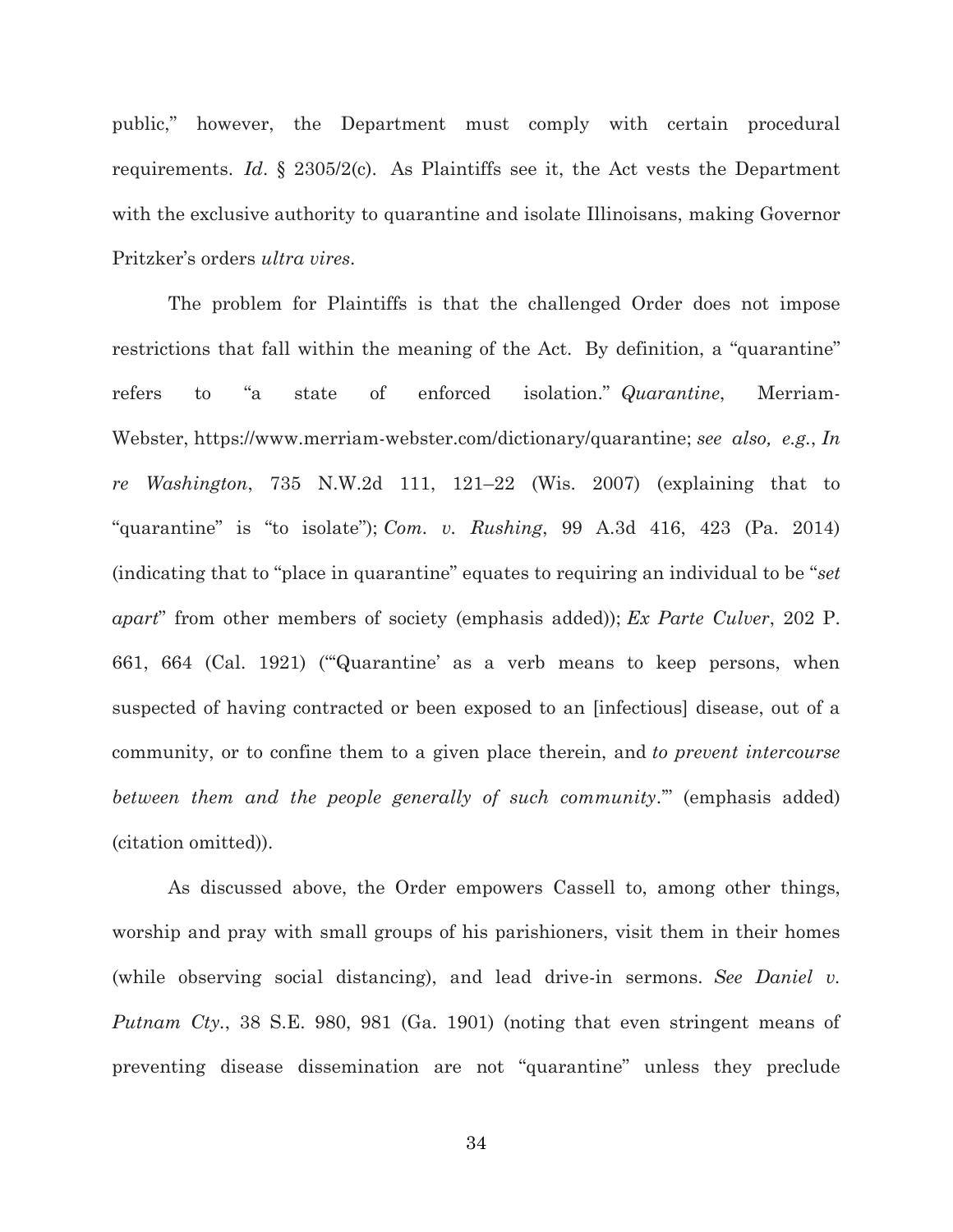public," however, the Department must comply with certain procedural requirements. *Id*. § 2305/2(c). As Plaintiffs see it, the Act vests the Department with the exclusive authority to quarantine and isolate Illinoisans, making Governor Pritzker's orders *ultra vires*.

The problem for Plaintiffs is that the challenged Order does not impose restrictions that fall within the meaning of the Act. By definition, a "quarantine" refers to "a state of enforced isolation." *Quarantine*, Merriam-Webster, https://www.merriam-webster.com/dictionary/quarantine; *see also, e.g.*, *In re Washington*, 735 N.W.2d 111, 121–22 (Wis. 2007) (explaining that to "quarantine" is "to isolate"); *Com. v. Rushing*, 99 A.3d 416, 423 (Pa. 2014) (indicating that to "place in quarantine" equates to requiring an individual to be "*set apart*" from other members of society (emphasis added)); *Ex Parte Culver*, 202 P. 661, 664 (Cal. 1921) ("'Quarantine' as a verb means to keep persons, when suspected of having contracted or been exposed to an [infectious] disease, out of a community, or to confine them to a given place therein, and *to prevent intercourse between them and the people generally of such community*.'" (emphasis added) (citation omitted)).

As discussed above, the Order empowers Cassell to, among other things, worship and pray with small groups of his parishioners, visit them in their homes (while observing social distancing), and lead drive-in sermons. *See Daniel v. Putnam Cty.*, 38 S.E. 980, 981 (Ga. 1901) (noting that even stringent means of preventing disease dissemination are not "quarantine" unless they preclude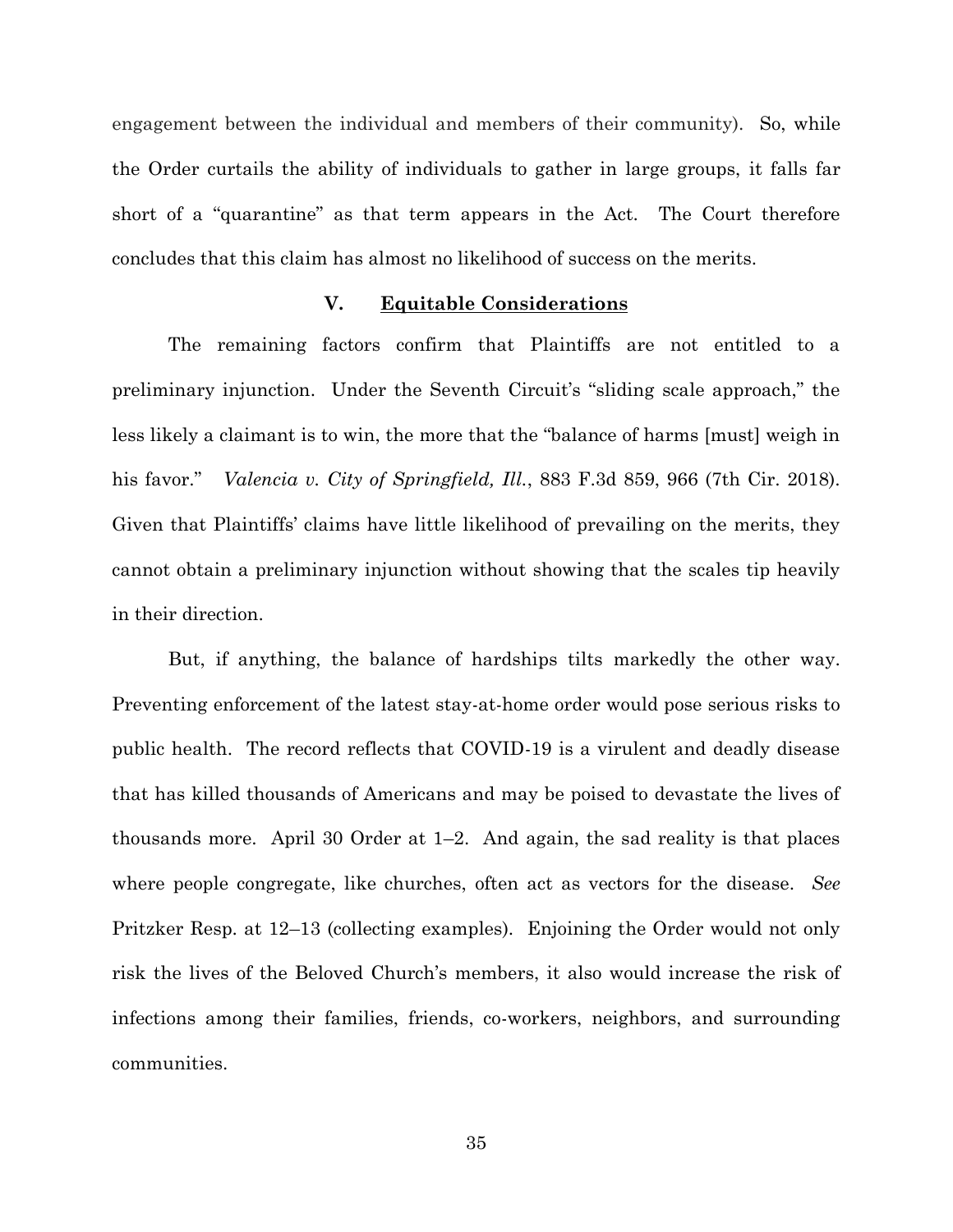engagement between the individual and members of their community). So, while the Order curtails the ability of individuals to gather in large groups, it falls far short of a "quarantine" as that term appears in the Act. The Court therefore concludes that this claim has almost no likelihood of success on the merits.

## V. <u>Equitable Considerations</u>

The remaining factors confirm that Plaintiffs are not entitled to a preliminary injunction. Under the Seventh Circuit's "sliding scale approach," the less likely a claimant is to win, the more that the "balance of harms [must] weigh in his favor." *Valencia v. City of Springfield, Ill.*, 883 F.3d 859, 966 (7th Cir. 2018). Given that Plaintiffs' claims have little likelihood of prevailing on the merits, they cannot obtain a preliminary injunction without showing that the scales tip heavily in their direction.

But, if anything, the balance of hardships tilts markedly the other way. Preventing enforcement of the latest stay-at-home order would pose serious risks to public health. The record reflects that COVID-19 is a virulent and deadly disease that has killed thousands of Americans and may be poised to devastate the lives of thousands more. April 30 Order at 1–2. And again, the sad reality is that places where people congregate, like churches, often act as vectors for the disease. *See* Pritzker Resp. at 12–13 (collecting examples). Enjoining the Order would not only risk the lives of the Beloved Church's members, it also would increase the risk of infections among their families, friends, co-workers, neighbors, and surrounding communities.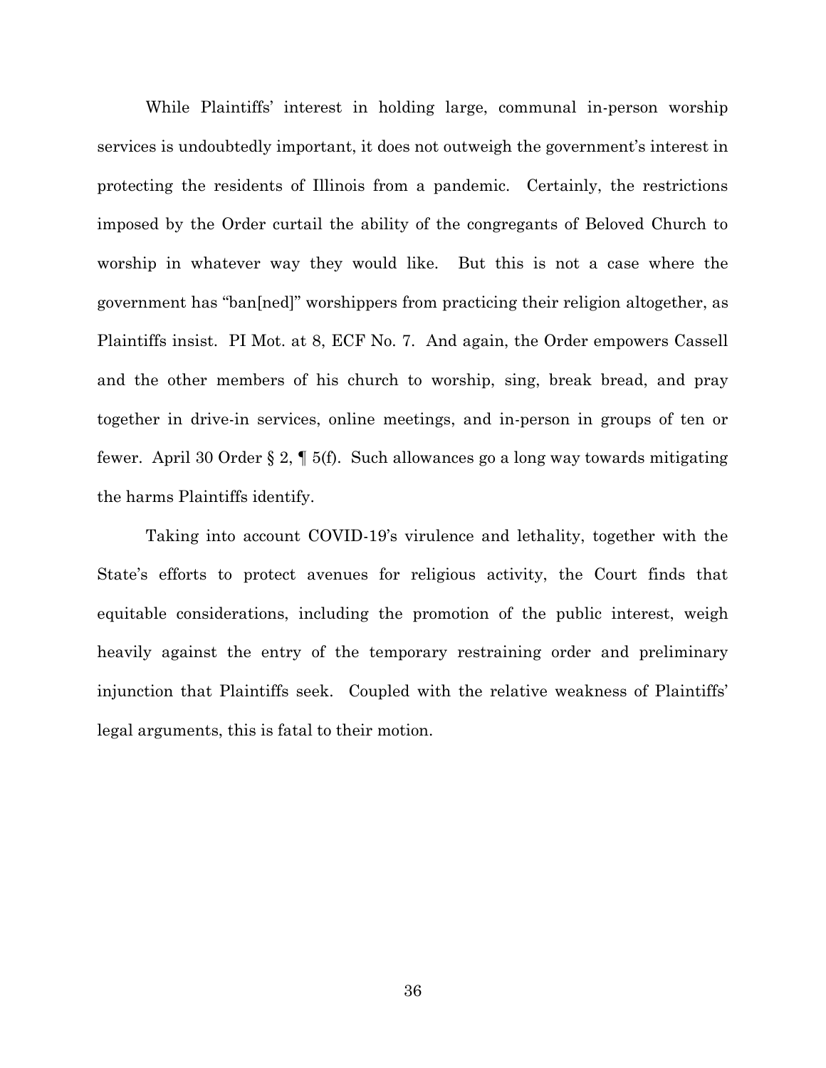While Plaintiffs' interest in holding large, communal in-person worship services is undoubtedly important, it does not outweigh the government's interest in protecting the residents of Illinois from a pandemic. Certainly, the restrictions imposed by the Order curtail the ability of the congregants of Beloved Church to worship in whatever way they would like. But this is not a case where the government has "ban[ned]" worshippers from practicing their religion altogether, as Plaintiffs insist. PI Mot. at 8, ECF No. 7. And again, the Order empowers Cassell and the other members of his church to worship, sing, break bread, and pray together in drive-in services, online meetings, and in-person in groups of ten or fewer. April 30 Order § 2, ¶ 5(f). Such allowances go a long way towards mitigating the harms Plaintiffs identify.

Taking into account COVID-19's virulence and lethality, together with the State's efforts to protect avenues for religious activity, the Court finds that equitable considerations, including the promotion of the public interest, weigh heavily against the entry of the temporary restraining order and preliminary injunction that Plaintiffs seek. Coupled with the relative weakness of Plaintiffs' legal arguments, this is fatal to their motion.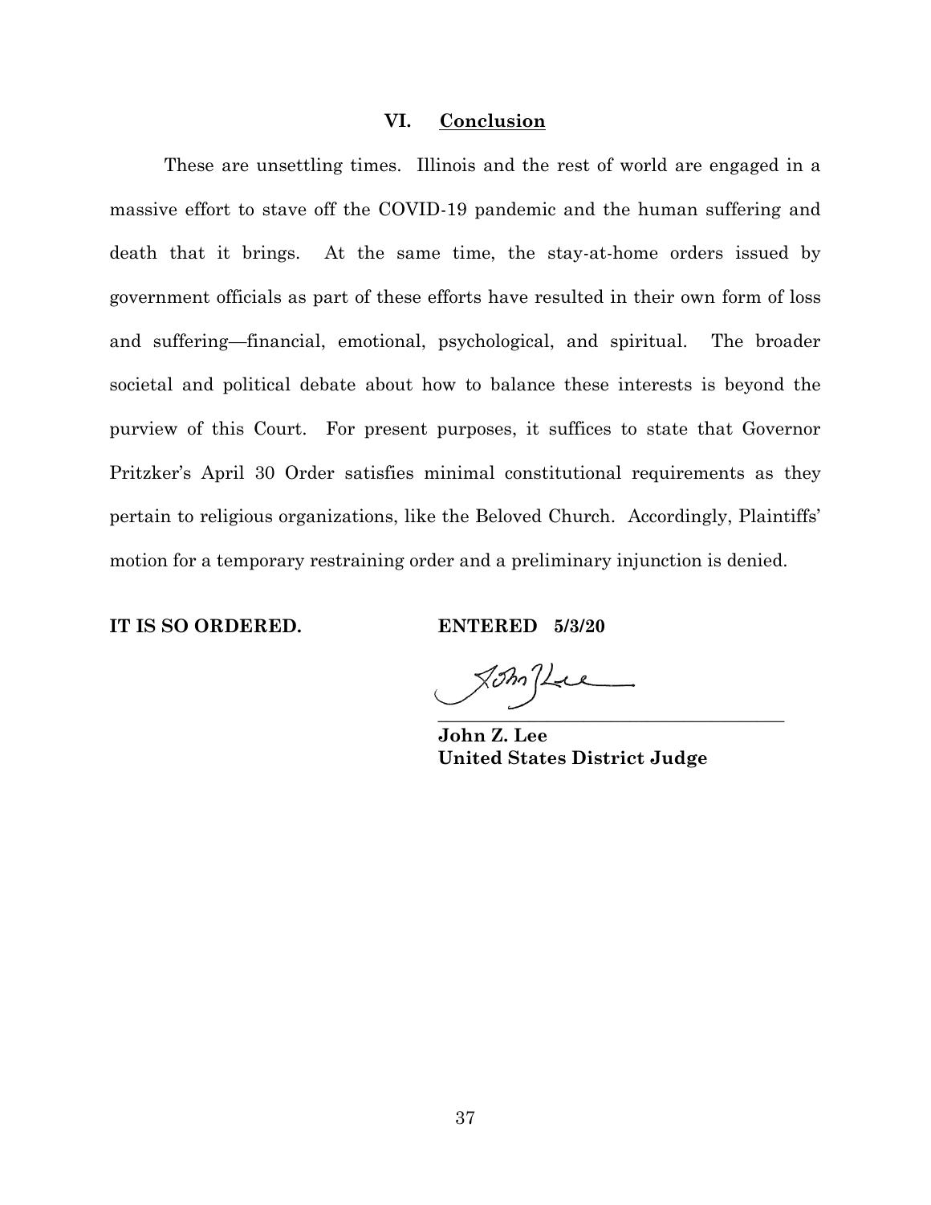## VI. Conclusion

These are unsettling times. Illinois and the rest of world are engaged in a massive effort to stave off the COVID-19 pandemic and the human suffering and death that it brings. At the same time, the stay-at-home orders issued by government officials as part of these efforts have resulted in their own form of loss and suffering—financial, emotional, psychological, and spiritual. The broader societal and political debate about how to balance these interests is beyond the purview of this Court. For present purposes, it suffices to state that Governor Pritzker's April 30 Order satisfies minimal constitutional requirements as they pertain to religious organizations, like the Beloved Church. Accordingly, Plaintiffs' motion for a temporary restraining order and a preliminary injunction is denied.

**IT IS SO ORDERED.** **ENTERED 5/3/20**

______________________________________

**John Z. Lee**
**United States District Judge**